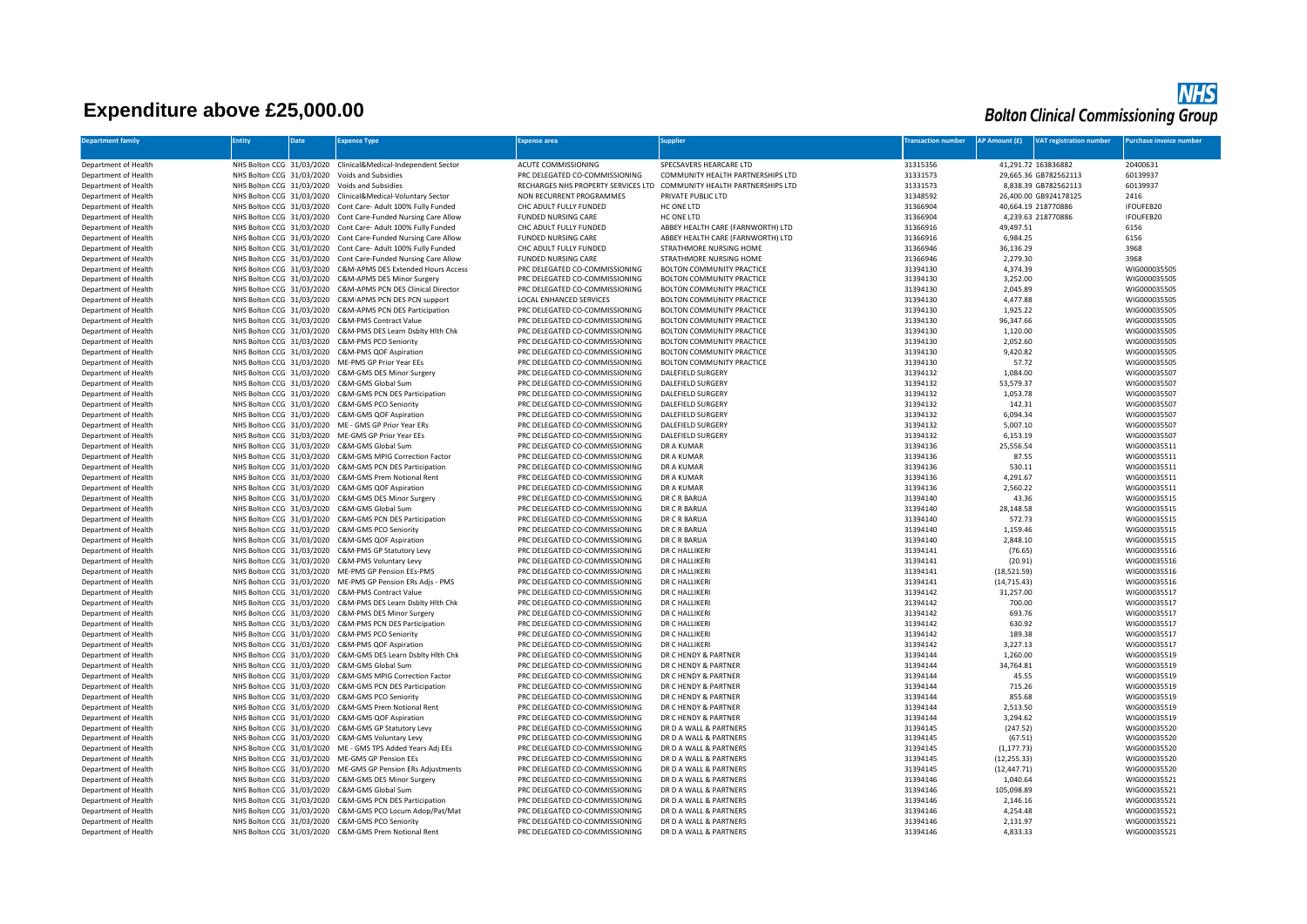# Expenditure above £25,000.00

**NHS Bolton Clinical Commissioning Group**

| Department family | Entity | Date | Expense Type | Expense area | Supplier | Transaction number | AP Amount (£) | VAT registration number | Purchase invoice number |
|---|---|---|---|---|---|---|---|---|---|
| Department of Health | NHS Bolton CCG | 31/03/2020 | Clinical&Medical-Independent Sector | ACUTE COMMISSIONING | SPECSAVERS HEARCARE LTD | 31315356 | 41,291.72 | 163836882 | 20400631 |
| Department of Health | NHS Bolton CCG | 31/03/2020 | Voids and Subsidies | PRC DELEGATED CO-COMMISSIONING | COMMUNITY HEALTH PARTNERSHIPS LTD | 31331573 | 29,665.36 | GB782562113 | 60139937 |
| Department of Health | NHS Bolton CCG | 31/03/2020 | Voids and Subsidies | RECHARGES NHS PROPERTY SERVICES LTD | COMMUNITY HEALTH PARTNERSHIPS LTD | 31331573 | 8,838.39 | GB782562113 | 60139937 |
| Department of Health | NHS Bolton CCG | 31/03/2020 | Clinical&Medical-Voluntary Sector | NON RECURRENT PROGRAMMES | PRIVATE PUBLIC LTD | 31348592 | 26,400.00 | GB924178125 | 2416 |
| Department of Health | NHS Bolton CCG | 31/03/2020 | Cont Care- Adult 100% Fully Funded | CHC ADULT FULLY FUNDED | HC ONE LTD | 31366904 | 40,664.19 | 218770886 | IFOUFEB20 |
| Department of Health | NHS Bolton CCG | 31/03/2020 | Cont Care-Funded Nursing Care Allow | FUNDED NURSING CARE | HC ONE LTD | 31366904 | 4,239.63 | 218770886 | IFOUFEB20 |
| Department of Health | NHS Bolton CCG | 31/03/2020 | Cont Care- Adult 100% Fully Funded | CHC ADULT FULLY FUNDED | ABBEY HEALTH CARE (FARNWORTH) LTD | 31366916 | 49,497.51 | | 6156 |
| Department of Health | NHS Bolton CCG | 31/03/2020 | Cont Care-Funded Nursing Care Allow | FUNDED NURSING CARE | ABBEY HEALTH CARE (FARNWORTH) LTD | 31366916 | 6,984.25 | | 6156 |
| Department of Health | NHS Bolton CCG | 31/03/2020 | Cont Care- Adult 100% Fully Funded | CHC ADULT FULLY FUNDED | STRATHMORE NURSING HOME | 31366946 | 36,136.29 | | 3968 |
| Department of Health | NHS Bolton CCG | 31/03/2020 | Cont Care-Funded Nursing Care Allow | FUNDED NURSING CARE | STRATHMORE NURSING HOME | 31366946 | 2,279.30 | | 3968 |
| Department of Health | NHS Bolton CCG | 31/03/2020 | C&M-APMS DES Extended Hours Access | PRC DELEGATED CO-COMMISSIONING | BOLTON COMMUNITY PRACTICE | 31394130 | 4,374.39 | | WIG000035505 |
| Department of Health | NHS Bolton CCG | 31/03/2020 | C&M-APMS DES Minor Surgery | PRC DELEGATED CO-COMMISSIONING | BOLTON COMMUNITY PRACTICE | 31394130 | 3,252.00 | | WIG000035505 |
| Department of Health | NHS Bolton CCG | 31/03/2020 | C&M-APMS PCN DES Clinical Director | PRC DELEGATED CO-COMMISSIONING | BOLTON COMMUNITY PRACTICE | 31394130 | 2,045.89 | | WIG000035505 |
| Department of Health | NHS Bolton CCG | 31/03/2020 | C&M-APMS PCN DES PCN support | LOCAL ENHANCED SERVICES | BOLTON COMMUNITY PRACTICE | 31394130 | 4,477.88 | | WIG000035505 |
| Department of Health | NHS Bolton CCG | 31/03/2020 | C&M-APMS PCN DES Participation | PRC DELEGATED CO-COMMISSIONING | BOLTON COMMUNITY PRACTICE | 31394130 | 1,925.22 | | WIG000035505 |
| Department of Health | NHS Bolton CCG | 31/03/2020 | C&M-PMS Contract Value | PRC DELEGATED CO-COMMISSIONING | BOLTON COMMUNITY PRACTICE | 31394130 | 96,347.66 | | WIG000035505 |
| Department of Health | NHS Bolton CCG | 31/03/2020 | C&M-PMS DES Learn Dsblty Hlth Chk | PRC DELEGATED CO-COMMISSIONING | BOLTON COMMUNITY PRACTICE | 31394130 | 1,120.00 | | WIG000035505 |
| Department of Health | NHS Bolton CCG | 31/03/2020 | C&M-PMS PCO Seniority | PRC DELEGATED CO-COMMISSIONING | BOLTON COMMUNITY PRACTICE | 31394130 | 2,052.60 | | WIG000035505 |
| Department of Health | NHS Bolton CCG | 31/03/2020 | C&M-PMS QOF Aspiration | PRC DELEGATED CO-COMMISSIONING | BOLTON COMMUNITY PRACTICE | 31394130 | 9,420.82 | | WIG000035505 |
| Department of Health | NHS Bolton CCG | 31/03/2020 | ME-PMS GP Prior Year EEs | PRC DELEGATED CO-COMMISSIONING | BOLTON COMMUNITY PRACTICE | 31394130 | 57.72 | | WIG000035505 |
| Department of Health | NHS Bolton CCG | 31/03/2020 | C&M-GMS DES Minor Surgery | PRC DELEGATED CO-COMMISSIONING | DALEFIELD SURGERY | 31394132 | 1,084.00 | | WIG000035507 |
| Department of Health | NHS Bolton CCG | 31/03/2020 | C&M-GMS Global Sum | PRC DELEGATED CO-COMMISSIONING | DALEFIELD SURGERY | 31394132 | 53,579.37 | | WIG000035507 |
| Department of Health | NHS Bolton CCG | 31/03/2020 | C&M-GMS PCN DES Participation | PRC DELEGATED CO-COMMISSIONING | DALEFIELD SURGERY | 31394132 | 1,053.78 | | WIG000035507 |
| Department of Health | NHS Bolton CCG | 31/03/2020 | C&M-GMS PCO Seniority | PRC DELEGATED CO-COMMISSIONING | DALEFIELD SURGERY | 31394132 | 142.31 | | WIG000035507 |
| Department of Health | NHS Bolton CCG | 31/03/2020 | C&M-GMS QOF Aspiration | PRC DELEGATED CO-COMMISSIONING | DALEFIELD SURGERY | 31394132 | 6,094.34 | | WIG000035507 |
| Department of Health | NHS Bolton CCG | 31/03/2020 | ME - GMS GP Prior Year ERs | PRC DELEGATED CO-COMMISSIONING | DALEFIELD SURGERY | 31394132 | 5,007.10 | | WIG000035507 |
| Department of Health | NHS Bolton CCG | 31/03/2020 | ME-GMS GP Prior Year EEs | PRC DELEGATED CO-COMMISSIONING | DALEFIELD SURGERY | 31394132 | 6,153.19 | | WIG000035507 |
| Department of Health | NHS Bolton CCG | 31/03/2020 | C&M-GMS Global Sum | PRC DELEGATED CO-COMMISSIONING | DR A KUMAR | 31394136 | 25,556.54 | | WIG000035511 |
| Department of Health | NHS Bolton CCG | 31/03/2020 | C&M-GMS MPIG Correction Factor | PRC DELEGATED CO-COMMISSIONING | DR A KUMAR | 31394136 | 87.55 | | WIG000035511 |
| Department of Health | NHS Bolton CCG | 31/03/2020 | C&M-GMS PCN DES Participation | PRC DELEGATED CO-COMMISSIONING | DR A KUMAR | 31394136 | 530.11 | | WIG000035511 |
| Department of Health | NHS Bolton CCG | 31/03/2020 | C&M-GMS Prem Notional Rent | PRC DELEGATED CO-COMMISSIONING | DR A KUMAR | 31394136 | 4,291.67 | | WIG000035511 |
| Department of Health | NHS Bolton CCG | 31/03/2020 | C&M-GMS QOF Aspiration | PRC DELEGATED CO-COMMISSIONING | DR A KUMAR | 31394136 | 2,560.22 | | WIG000035511 |
| Department of Health | NHS Bolton CCG | 31/03/2020 | C&M-GMS DES Minor Surgery | PRC DELEGATED CO-COMMISSIONING | DR C R BARUA | 31394140 | 43.36 | | WIG000035515 |
| Department of Health | NHS Bolton CCG | 31/03/2020 | C&M-GMS Global Sum | PRC DELEGATED CO-COMMISSIONING | DR C R BARUA | 31394140 | 28,148.58 | | WIG000035515 |
| Department of Health | NHS Bolton CCG | 31/03/2020 | C&M-GMS PCN DES Participation | PRC DELEGATED CO-COMMISSIONING | DR C R BARUA | 31394140 | 572.73 | | WIG000035515 |
| Department of Health | NHS Bolton CCG | 31/03/2020 | C&M-GMS PCO Seniority | PRC DELEGATED CO-COMMISSIONING | DR C R BARUA | 31394140 | 1,159.46 | | WIG000035515 |
| Department of Health | NHS Bolton CCG | 31/03/2020 | C&M-GMS QOF Aspiration | PRC DELEGATED CO-COMMISSIONING | DR C R BARUA | 31394140 | 2,848.10 | | WIG000035515 |
| Department of Health | NHS Bolton CCG | 31/03/2020 | C&M-PMS GP Statutory Levy | PRC DELEGATED CO-COMMISSIONING | DR C HALLIKERI | 31394141 | (76.65) | | WIG000035516 |
| Department of Health | NHS Bolton CCG | 31/03/2020 | C&M-PMS Voluntary Levy | PRC DELEGATED CO-COMMISSIONING | DR C HALLIKERI | 31394141 | (20.91) | | WIG000035516 |
| Department of Health | NHS Bolton CCG | 31/03/2020 | ME-PMS GP Pension EEs-PMS | PRC DELEGATED CO-COMMISSIONING | DR C HALLIKERI | 31394141 | (18,521.59) | | WIG000035516 |
| Department of Health | NHS Bolton CCG | 31/03/2020 | ME-PMS GP Pension ERs Adjs - PMS | PRC DELEGATED CO-COMMISSIONING | DR C HALLIKERI | 31394141 | (14,715.43) | | WIG000035516 |
| Department of Health | NHS Bolton CCG | 31/03/2020 | C&M-PMS Contract Value | PRC DELEGATED CO-COMMISSIONING | DR C HALLIKERI | 31394142 | 31,257.00 | | WIG000035517 |
| Department of Health | NHS Bolton CCG | 31/03/2020 | C&M-PMS DES Learn Dsblty Hlth Chk | PRC DELEGATED CO-COMMISSIONING | DR C HALLIKERI | 31394142 | 700.00 | | WIG000035517 |
| Department of Health | NHS Bolton CCG | 31/03/2020 | C&M-PMS DES Minor Surgery | PRC DELEGATED CO-COMMISSIONING | DR C HALLIKERI | 31394142 | 693.76 | | WIG000035517 |
| Department of Health | NHS Bolton CCG | 31/03/2020 | C&M-PMS PCN DES Participation | PRC DELEGATED CO-COMMISSIONING | DR C HALLIKERI | 31394142 | 630.92 | | WIG000035517 |
| Department of Health | NHS Bolton CCG | 31/03/2020 | C&M-PMS PCO Seniority | PRC DELEGATED CO-COMMISSIONING | DR C HALLIKERI | 31394142 | 189.38 | | WIG000035517 |
| Department of Health | NHS Bolton CCG | 31/03/2020 | C&M-PMS QOF Aspiration | PRC DELEGATED CO-COMMISSIONING | DR C HALLIKERI | 31394142 | 3,227.13 | | WIG000035517 |
| Department of Health | NHS Bolton CCG | 31/03/2020 | C&M-GMS DES Learn Dsblty Hlth Chk | PRC DELEGATED CO-COMMISSIONING | DR C HENDY & PARTNER | 31394144 | 1,260.00 | | WIG000035519 |
| Department of Health | NHS Bolton CCG | 31/03/2020 | C&M-GMS Global Sum | PRC DELEGATED CO-COMMISSIONING | DR C HENDY & PARTNER | 31394144 | 34,764.81 | | WIG000035519 |
| Department of Health | NHS Bolton CCG | 31/03/2020 | C&M-GMS MPIG Correction Factor | PRC DELEGATED CO-COMMISSIONING | DR C HENDY & PARTNER | 31394144 | 45.55 | | WIG000035519 |
| Department of Health | NHS Bolton CCG | 31/03/2020 | C&M-GMS PCN DES Participation | PRC DELEGATED CO-COMMISSIONING | DR C HENDY & PARTNER | 31394144 | 715.26 | | WIG000035519 |
| Department of Health | NHS Bolton CCG | 31/03/2020 | C&M-GMS PCO Seniority | PRC DELEGATED CO-COMMISSIONING | DR C HENDY & PARTNER | 31394144 | 855.68 | | WIG000035519 |
| Department of Health | NHS Bolton CCG | 31/03/2020 | C&M-GMS Prem Notional Rent | PRC DELEGATED CO-COMMISSIONING | DR C HENDY & PARTNER | 31394144 | 2,513.50 | | WIG000035519 |
| Department of Health | NHS Bolton CCG | 31/03/2020 | C&M-GMS QOF Aspiration | PRC DELEGATED CO-COMMISSIONING | DR C HENDY & PARTNER | 31394144 | 3,294.62 | | WIG000035519 |
| Department of Health | NHS Bolton CCG | 31/03/2020 | C&M-GMS GP Statutory Levy | PRC DELEGATED CO-COMMISSIONING | DR D A WALL & PARTNERS | 31394145 | (247.52) | | WIG000035520 |
| Department of Health | NHS Bolton CCG | 31/03/2020 | C&M-GMS Voluntary Levy | PRC DELEGATED CO-COMMISSIONING | DR D A WALL & PARTNERS | 31394145 | (67.51) | | WIG000035520 |
| Department of Health | NHS Bolton CCG | 31/03/2020 | ME - GMS TPS Added Years Adj EEs | PRC DELEGATED CO-COMMISSIONING | DR D A WALL & PARTNERS | 31394145 | (1,177.73) | | WIG000035520 |
| Department of Health | NHS Bolton CCG | 31/03/2020 | ME-GMS GP Pension EEs | PRC DELEGATED CO-COMMISSIONING | DR D A WALL & PARTNERS | 31394145 | (12,255.33) | | WIG000035520 |
| Department of Health | NHS Bolton CCG | 31/03/2020 | ME-GMS GP Pension ERs Adjustments | PRC DELEGATED CO-COMMISSIONING | DR D A WALL & PARTNERS | 31394145 | (12,447.71) | | WIG000035520 |
| Department of Health | NHS Bolton CCG | 31/03/2020 | C&M-GMS DES Minor Surgery | PRC DELEGATED CO-COMMISSIONING | DR D A WALL & PARTNERS | 31394146 | 1,040.64 | | WIG000035521 |
| Department of Health | NHS Bolton CCG | 31/03/2020 | C&M-GMS Global Sum | PRC DELEGATED CO-COMMISSIONING | DR D A WALL & PARTNERS | 31394146 | 105,098.89 | | WIG000035521 |
| Department of Health | NHS Bolton CCG | 31/03/2020 | C&M-GMS PCN DES Participation | PRC DELEGATED CO-COMMISSIONING | DR D A WALL & PARTNERS | 31394146 | 2,146.16 | | WIG000035521 |
| Department of Health | NHS Bolton CCG | 31/03/2020 | C&M-GMS PCO Locum Adop/Pat/Mat | PRC DELEGATED CO-COMMISSIONING | DR D A WALL & PARTNERS | 31394146 | 4,254.48 | | WIG000035521 |
| Department of Health | NHS Bolton CCG | 31/03/2020 | C&M-GMS PCO Seniority | PRC DELEGATED CO-COMMISSIONING | DR D A WALL & PARTNERS | 31394146 | 2,131.97 | | WIG000035521 |
| Department of Health | NHS Bolton CCG | 31/03/2020 | C&M-GMS Prem Notional Rent | PRC DELEGATED CO-COMMISSIONING | DR D A WALL & PARTNERS | 31394146 | 4,833.33 | | WIG000035521 |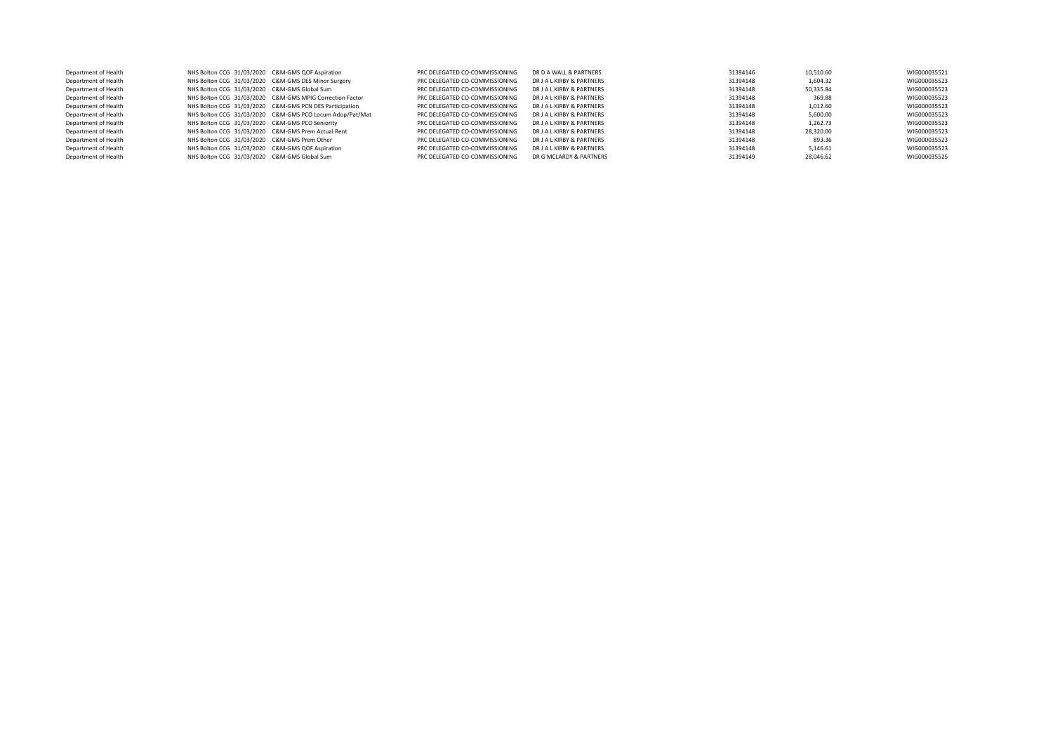| | | | | | | | | |
|---|---|---|---|---|---|---|---|---|
| Department of Health | NHS Bolton CCG | 31/03/2020 | C&M-GMS QOF Aspiration | PRC DELEGATED CO-COMMISSIONING | DR D A WALL & PARTNERS | 31394146 | 10,510.60 | WIG000035521 |
| Department of Health | NHS Bolton CCG | 31/03/2020 | C&M-GMS DES Minor Surgery | PRC DELEGATED CO-COMMISSIONING | DR J A L KIRBY & PARTNERS | 31394148 | 1,604.32 | WIG000035523 |
| Department of Health | NHS Bolton CCG | 31/03/2020 | C&M-GMS Global Sum | PRC DELEGATED CO-COMMISSIONING | DR J A L KIRBY & PARTNERS | 31394148 | 50,335.84 | WIG000035523 |
| Department of Health | NHS Bolton CCG | 31/03/2020 | C&M-GMS MPIG Correction Factor | PRC DELEGATED CO-COMMISSIONING | DR J A L KIRBY & PARTNERS | 31394148 | 369.88 | WIG000035523 |
| Department of Health | NHS Bolton CCG | 31/03/2020 | C&M-GMS PCN DES Participation | PRC DELEGATED CO-COMMISSIONING | DR J A L KIRBY & PARTNERS | 31394148 | 1,012.60 | WIG000035523 |
| Department of Health | NHS Bolton CCG | 31/03/2020 | C&M-GMS PCO Locum Adop/Pat/Mat | PRC DELEGATED CO-COMMISSIONING | DR J A L KIRBY & PARTNERS | 31394148 | 5,600.00 | WIG000035523 |
| Department of Health | NHS Bolton CCG | 31/03/2020 | C&M-GMS PCO Seniority | PRC DELEGATED CO-COMMISSIONING | DR J A L KIRBY & PARTNERS | 31394148 | 1,262.73 | WIG000035523 |
| Department of Health | NHS Bolton CCG | 31/03/2020 | C&M-GMS Prem Actual Rent | PRC DELEGATED CO-COMMISSIONING | DR J A L KIRBY & PARTNERS | 31394148 | 28,320.00 | WIG000035523 |
| Department of Health | NHS Bolton CCG | 31/03/2020 | C&M-GMS Prem Other | PRC DELEGATED CO-COMMISSIONING | DR J A L KIRBY & PARTNERS | 31394148 | 893.36 | WIG000035523 |
| Department of Health | NHS Bolton CCG | 31/03/2020 | C&M-GMS QOF Aspiration | PRC DELEGATED CO-COMMISSIONING | DR J A L KIRBY & PARTNERS | 31394148 | 5,146.61 | WIG000035523 |
| Department of Health | NHS Bolton CCG | 31/03/2020 | C&M-GMS Global Sum | PRC DELEGATED CO-COMMISSIONING | DR G MCLARDY & PARTNERS | 31394149 | 28,046.62 | WIG000035525 |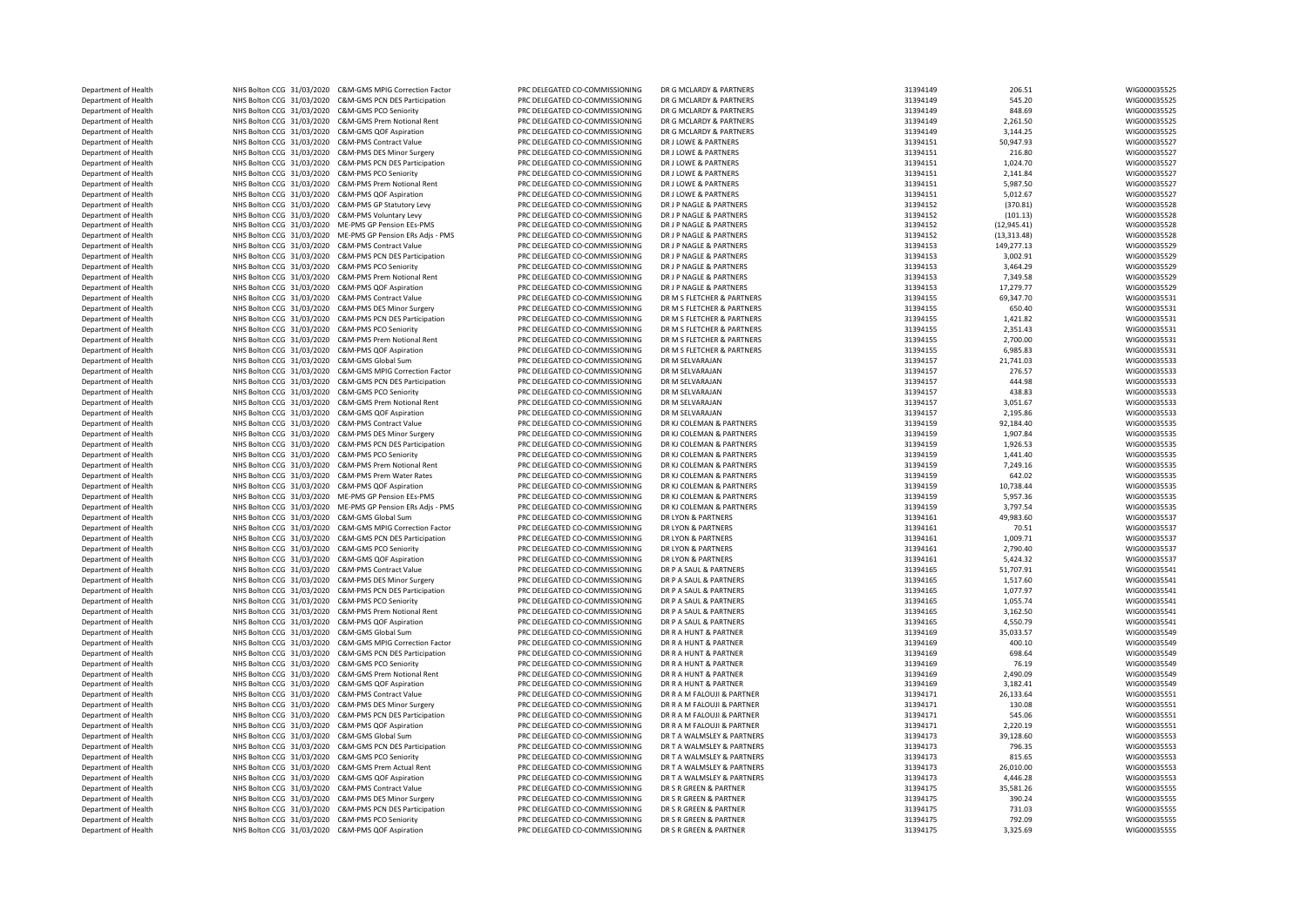| | | | | | | | | |
|---|---|---|---|---|---|---|---|---|
| Department of Health | NHS Bolton CCG | 31/03/2020 | C&M-GMS MPIG Correction Factor | PRC DELEGATED CO-COMMISSIONING | DR G MCLARDY & PARTNERS | 31394149 | 206.51 | WIG000035525 |
| Department of Health | NHS Bolton CCG | 31/03/2020 | C&M-GMS PCN DES Participation | PRC DELEGATED CO-COMMISSIONING | DR G MCLARDY & PARTNERS | 31394149 | 545.20 | WIG000035525 |
| Department of Health | NHS Bolton CCG | 31/03/2020 | C&M-GMS PCO Seniority | PRC DELEGATED CO-COMMISSIONING | DR G MCLARDY & PARTNERS | 31394149 | 848.69 | WIG000035525 |
| Department of Health | NHS Bolton CCG | 31/03/2020 | C&M-GMS Prem Notional Rent | PRC DELEGATED CO-COMMISSIONING | DR G MCLARDY & PARTNERS | 31394149 | 2,261.50 | WIG000035525 |
| Department of Health | NHS Bolton CCG | 31/03/2020 | C&M-GMS QOF Aspiration | PRC DELEGATED CO-COMMISSIONING | DR G MCLARDY & PARTNERS | 31394149 | 3,144.25 | WIG000035525 |
| Department of Health | NHS Bolton CCG | 31/03/2020 | C&M-PMS Contract Value | PRC DELEGATED CO-COMMISSIONING | DR J LOWE & PARTNERS | 31394151 | 50,947.93 | WIG000035527 |
| Department of Health | NHS Bolton CCG | 31/03/2020 | C&M-PMS DES Minor Surgery | PRC DELEGATED CO-COMMISSIONING | DR J LOWE & PARTNERS | 31394151 | 216.80 | WIG000035527 |
| Department of Health | NHS Bolton CCG | 31/03/2020 | C&M-PMS PCN DES Participation | PRC DELEGATED CO-COMMISSIONING | DR J LOWE & PARTNERS | 31394151 | 1,024.70 | WIG000035527 |
| Department of Health | NHS Bolton CCG | 31/03/2020 | C&M-PMS PCO Seniority | PRC DELEGATED CO-COMMISSIONING | DR J LOWE & PARTNERS | 31394151 | 2,141.84 | WIG000035527 |
| Department of Health | NHS Bolton CCG | 31/03/2020 | C&M-PMS Prem Notional Rent | PRC DELEGATED CO-COMMISSIONING | DR J LOWE & PARTNERS | 31394151 | 5,987.50 | WIG000035527 |
| Department of Health | NHS Bolton CCG | 31/03/2020 | C&M-PMS QOF Aspiration | PRC DELEGATED CO-COMMISSIONING | DR J LOWE & PARTNERS | 31394151 | 5,012.67 | WIG000035527 |
| Department of Health | NHS Bolton CCG | 31/03/2020 | C&M-PMS GP Statutory Levy | PRC DELEGATED CO-COMMISSIONING | DR J P NAGLE & PARTNERS | 31394152 | (370.81) | WIG000035528 |
| Department of Health | NHS Bolton CCG | 31/03/2020 | C&M-PMS Voluntary Levy | PRC DELEGATED CO-COMMISSIONING | DR J P NAGLE & PARTNERS | 31394152 | (101.13) | WIG000035528 |
| Department of Health | NHS Bolton CCG | 31/03/2020 | ME-PMS GP Pension EEs-PMS | PRC DELEGATED CO-COMMISSIONING | DR J P NAGLE & PARTNERS | 31394152 | (12,945.41) | WIG000035528 |
| Department of Health | NHS Bolton CCG | 31/03/2020 | ME-PMS GP Pension ERs Adjs - PMS | PRC DELEGATED CO-COMMISSIONING | DR J P NAGLE & PARTNERS | 31394152 | (13,313.48) | WIG000035528 |
| Department of Health | NHS Bolton CCG | 31/03/2020 | C&M-PMS Contract Value | PRC DELEGATED CO-COMMISSIONING | DR J P NAGLE & PARTNERS | 31394153 | 149,277.13 | WIG000035529 |
| Department of Health | NHS Bolton CCG | 31/03/2020 | C&M-PMS PCN DES Participation | PRC DELEGATED CO-COMMISSIONING | DR J P NAGLE & PARTNERS | 31394153 | 3,002.91 | WIG000035529 |
| Department of Health | NHS Bolton CCG | 31/03/2020 | C&M-PMS PCO Seniority | PRC DELEGATED CO-COMMISSIONING | DR J P NAGLE & PARTNERS | 31394153 | 3,464.29 | WIG000035529 |
| Department of Health | NHS Bolton CCG | 31/03/2020 | C&M-PMS Prem Notional Rent | PRC DELEGATED CO-COMMISSIONING | DR J P NAGLE & PARTNERS | 31394153 | 7,349.58 | WIG000035529 |
| Department of Health | NHS Bolton CCG | 31/03/2020 | C&M-PMS QOF Aspiration | PRC DELEGATED CO-COMMISSIONING | DR J P NAGLE & PARTNERS | 31394153 | 17,279.77 | WIG000035529 |
| Department of Health | NHS Bolton CCG | 31/03/2020 | C&M-PMS Contract Value | PRC DELEGATED CO-COMMISSIONING | DR M S FLETCHER & PARTNERS | 31394155 | 69,347.70 | WIG000035531 |
| Department of Health | NHS Bolton CCG | 31/03/2020 | C&M-PMS DES Minor Surgery | PRC DELEGATED CO-COMMISSIONING | DR M S FLETCHER & PARTNERS | 31394155 | 650.40 | WIG000035531 |
| Department of Health | NHS Bolton CCG | 31/03/2020 | C&M-PMS PCN DES Participation | PRC DELEGATED CO-COMMISSIONING | DR M S FLETCHER & PARTNERS | 31394155 | 1,421.82 | WIG000035531 |
| Department of Health | NHS Bolton CCG | 31/03/2020 | C&M-PMS PCO Seniority | PRC DELEGATED CO-COMMISSIONING | DR M S FLETCHER & PARTNERS | 31394155 | 2,351.43 | WIG000035531 |
| Department of Health | NHS Bolton CCG | 31/03/2020 | C&M-PMS Prem Notional Rent | PRC DELEGATED CO-COMMISSIONING | DR M S FLETCHER & PARTNERS | 31394155 | 2,700.00 | WIG000035531 |
| Department of Health | NHS Bolton CCG | 31/03/2020 | C&M-PMS QOF Aspiration | PRC DELEGATED CO-COMMISSIONING | DR M S FLETCHER & PARTNERS | 31394155 | 6,985.83 | WIG000035531 |
| Department of Health | NHS Bolton CCG | 31/03/2020 | C&M-GMS Global Sum | PRC DELEGATED CO-COMMISSIONING | DR M SELVARAJAN | 31394157 | 21,741.03 | WIG000035533 |
| Department of Health | NHS Bolton CCG | 31/03/2020 | C&M-GMS MPIG Correction Factor | PRC DELEGATED CO-COMMISSIONING | DR M SELVARAJAN | 31394157 | 276.57 | WIG000035533 |
| Department of Health | NHS Bolton CCG | 31/03/2020 | C&M-GMS PCN DES Participation | PRC DELEGATED CO-COMMISSIONING | DR M SELVARAJAN | 31394157 | 444.98 | WIG000035533 |
| Department of Health | NHS Bolton CCG | 31/03/2020 | C&M-GMS PCO Seniority | PRC DELEGATED CO-COMMISSIONING | DR M SELVARAJAN | 31394157 | 438.83 | WIG000035533 |
| Department of Health | NHS Bolton CCG | 31/03/2020 | C&M-GMS Prem Notional Rent | PRC DELEGATED CO-COMMISSIONING | DR M SELVARAJAN | 31394157 | 3,051.67 | WIG000035533 |
| Department of Health | NHS Bolton CCG | 31/03/2020 | C&M-GMS QOF Aspiration | PRC DELEGATED CO-COMMISSIONING | DR M SELVARAJAN | 31394157 | 2,195.86 | WIG000035533 |
| Department of Health | NHS Bolton CCG | 31/03/2020 | C&M-PMS Contract Value | PRC DELEGATED CO-COMMISSIONING | DR KJ COLEMAN & PARTNERS | 31394159 | 92,184.40 | WIG000035535 |
| Department of Health | NHS Bolton CCG | 31/03/2020 | C&M-PMS DES Minor Surgery | PRC DELEGATED CO-COMMISSIONING | DR KJ COLEMAN & PARTNERS | 31394159 | 1,907.84 | WIG000035535 |
| Department of Health | NHS Bolton CCG | 31/03/2020 | C&M-PMS PCN DES Participation | PRC DELEGATED CO-COMMISSIONING | DR KJ COLEMAN & PARTNERS | 31394159 | 1,926.53 | WIG000035535 |
| Department of Health | NHS Bolton CCG | 31/03/2020 | C&M-PMS PCO Seniority | PRC DELEGATED CO-COMMISSIONING | DR KJ COLEMAN & PARTNERS | 31394159 | 1,441.40 | WIG000035535 |
| Department of Health | NHS Bolton CCG | 31/03/2020 | C&M-PMS Prem Notional Rent | PRC DELEGATED CO-COMMISSIONING | DR KJ COLEMAN & PARTNERS | 31394159 | 7,249.16 | WIG000035535 |
| Department of Health | NHS Bolton CCG | 31/03/2020 | C&M-PMS Prem Water Rates | PRC DELEGATED CO-COMMISSIONING | DR KJ COLEMAN & PARTNERS | 31394159 | 642.02 | WIG000035535 |
| Department of Health | NHS Bolton CCG | 31/03/2020 | C&M-PMS QOF Aspiration | PRC DELEGATED CO-COMMISSIONING | DR KJ COLEMAN & PARTNERS | 31394159 | 10,738.44 | WIG000035535 |
| Department of Health | NHS Bolton CCG | 31/03/2020 | ME-PMS GP Pension EEs-PMS | PRC DELEGATED CO-COMMISSIONING | DR KJ COLEMAN & PARTNERS | 31394159 | 5,957.36 | WIG000035535 |
| Department of Health | NHS Bolton CCG | 31/03/2020 | ME-PMS GP Pension ERs Adjs - PMS | PRC DELEGATED CO-COMMISSIONING | DR KJ COLEMAN & PARTNERS | 31394159 | 3,797.54 | WIG000035535 |
| Department of Health | NHS Bolton CCG | 31/03/2020 | C&M-GMS Global Sum | PRC DELEGATED CO-COMMISSIONING | DR LYON & PARTNERS | 31394161 | 49,983.60 | WIG000035537 |
| Department of Health | NHS Bolton CCG | 31/03/2020 | C&M-GMS MPIG Correction Factor | PRC DELEGATED CO-COMMISSIONING | DR LYON & PARTNERS | 31394161 | 70.51 | WIG000035537 |
| Department of Health | NHS Bolton CCG | 31/03/2020 | C&M-GMS PCN DES Participation | PRC DELEGATED CO-COMMISSIONING | DR LYON & PARTNERS | 31394161 | 1,009.71 | WIG000035537 |
| Department of Health | NHS Bolton CCG | 31/03/2020 | C&M-GMS PCO Seniority | PRC DELEGATED CO-COMMISSIONING | DR LYON & PARTNERS | 31394161 | 2,790.40 | WIG000035537 |
| Department of Health | NHS Bolton CCG | 31/03/2020 | C&M-GMS QOF Aspiration | PRC DELEGATED CO-COMMISSIONING | DR LYON & PARTNERS | 31394161 | 5,424.32 | WIG000035537 |
| Department of Health | NHS Bolton CCG | 31/03/2020 | C&M-PMS Contract Value | PRC DELEGATED CO-COMMISSIONING | DR P A SAUL & PARTNERS | 31394165 | 51,707.91 | WIG000035541 |
| Department of Health | NHS Bolton CCG | 31/03/2020 | C&M-PMS DES Minor Surgery | PRC DELEGATED CO-COMMISSIONING | DR P A SAUL & PARTNERS | 31394165 | 1,517.60 | WIG000035541 |
| Department of Health | NHS Bolton CCG | 31/03/2020 | C&M-PMS PCN DES Participation | PRC DELEGATED CO-COMMISSIONING | DR P A SAUL & PARTNERS | 31394165 | 1,077.97 | WIG000035541 |
| Department of Health | NHS Bolton CCG | 31/03/2020 | C&M-PMS PCO Seniority | PRC DELEGATED CO-COMMISSIONING | DR P A SAUL & PARTNERS | 31394165 | 1,055.74 | WIG000035541 |
| Department of Health | NHS Bolton CCG | 31/03/2020 | C&M-PMS Prem Notional Rent | PRC DELEGATED CO-COMMISSIONING | DR P A SAUL & PARTNERS | 31394165 | 3,162.50 | WIG000035541 |
| Department of Health | NHS Bolton CCG | 31/03/2020 | C&M-PMS QOF Aspiration | PRC DELEGATED CO-COMMISSIONING | DR P A SAUL & PARTNERS | 31394165 | 4,550.79 | WIG000035541 |
| Department of Health | NHS Bolton CCG | 31/03/2020 | C&M-GMS Global Sum | PRC DELEGATED CO-COMMISSIONING | DR R A HUNT & PARTNER | 31394169 | 35,033.57 | WIG000035549 |
| Department of Health | NHS Bolton CCG | 31/03/2020 | C&M-GMS MPIG Correction Factor | PRC DELEGATED CO-COMMISSIONING | DR R A HUNT & PARTNER | 31394169 | 400.10 | WIG000035549 |
| Department of Health | NHS Bolton CCG | 31/03/2020 | C&M-GMS PCN DES Participation | PRC DELEGATED CO-COMMISSIONING | DR R A HUNT & PARTNER | 31394169 | 698.64 | WIG000035549 |
| Department of Health | NHS Bolton CCG | 31/03/2020 | C&M-GMS PCO Seniority | PRC DELEGATED CO-COMMISSIONING | DR R A HUNT & PARTNER | 31394169 | 76.19 | WIG000035549 |
| Department of Health | NHS Bolton CCG | 31/03/2020 | C&M-GMS Prem Notional Rent | PRC DELEGATED CO-COMMISSIONING | DR R A HUNT & PARTNER | 31394169 | 2,490.09 | WIG000035549 |
| Department of Health | NHS Bolton CCG | 31/03/2020 | C&M-GMS QOF Aspiration | PRC DELEGATED CO-COMMISSIONING | DR R A HUNT & PARTNER | 31394169 | 3,182.41 | WIG000035549 |
| Department of Health | NHS Bolton CCG | 31/03/2020 | C&M-PMS Contract Value | PRC DELEGATED CO-COMMISSIONING | DR R A M FALOUJI & PARTNER | 31394171 | 26,133.64 | WIG000035551 |
| Department of Health | NHS Bolton CCG | 31/03/2020 | C&M-PMS DES Minor Surgery | PRC DELEGATED CO-COMMISSIONING | DR R A M FALOUJI & PARTNER | 31394171 | 130.08 | WIG000035551 |
| Department of Health | NHS Bolton CCG | 31/03/2020 | C&M-PMS PCN DES Participation | PRC DELEGATED CO-COMMISSIONING | DR R A M FALOUJI & PARTNER | 31394171 | 545.06 | WIG000035551 |
| Department of Health | NHS Bolton CCG | 31/03/2020 | C&M-PMS QOF Aspiration | PRC DELEGATED CO-COMMISSIONING | DR R A M FALOUJI & PARTNER | 31394171 | 2,220.19 | WIG000035551 |
| Department of Health | NHS Bolton CCG | 31/03/2020 | C&M-GMS Global Sum | PRC DELEGATED CO-COMMISSIONING | DR T A WALMSLEY & PARTNERS | 31394173 | 39,128.60 | WIG000035553 |
| Department of Health | NHS Bolton CCG | 31/03/2020 | C&M-GMS PCN DES Participation | PRC DELEGATED CO-COMMISSIONING | DR T A WALMSLEY & PARTNERS | 31394173 | 796.35 | WIG000035553 |
| Department of Health | NHS Bolton CCG | 31/03/2020 | C&M-GMS PCO Seniority | PRC DELEGATED CO-COMMISSIONING | DR T A WALMSLEY & PARTNERS | 31394173 | 815.65 | WIG000035553 |
| Department of Health | NHS Bolton CCG | 31/03/2020 | C&M-GMS Prem Actual Rent | PRC DELEGATED CO-COMMISSIONING | DR T A WALMSLEY & PARTNERS | 31394173 | 26,010.00 | WIG000035553 |
| Department of Health | NHS Bolton CCG | 31/03/2020 | C&M-GMS QOF Aspiration | PRC DELEGATED CO-COMMISSIONING | DR T A WALMSLEY & PARTNERS | 31394173 | 4,446.28 | WIG000035553 |
| Department of Health | NHS Bolton CCG | 31/03/2020 | C&M-PMS Contract Value | PRC DELEGATED CO-COMMISSIONING | DR S R GREEN & PARTNER | 31394175 | 35,581.26 | WIG000035555 |
| Department of Health | NHS Bolton CCG | 31/03/2020 | C&M-PMS DES Minor Surgery | PRC DELEGATED CO-COMMISSIONING | DR S R GREEN & PARTNER | 31394175 | 390.24 | WIG000035555 |
| Department of Health | NHS Bolton CCG | 31/03/2020 | C&M-PMS PCN DES Participation | PRC DELEGATED CO-COMMISSIONING | DR S R GREEN & PARTNER | 31394175 | 731.03 | WIG000035555 |
| Department of Health | NHS Bolton CCG | 31/03/2020 | C&M-PMS PCO Seniority | PRC DELEGATED CO-COMMISSIONING | DR S R GREEN & PARTNER | 31394175 | 792.09 | WIG000035555 |
| Department of Health | NHS Bolton CCG | 31/03/2020 | C&M-PMS QOF Aspiration | PRC DELEGATED CO-COMMISSIONING | DR S R GREEN & PARTNER | 31394175 | 3,325.69 | WIG000035555 |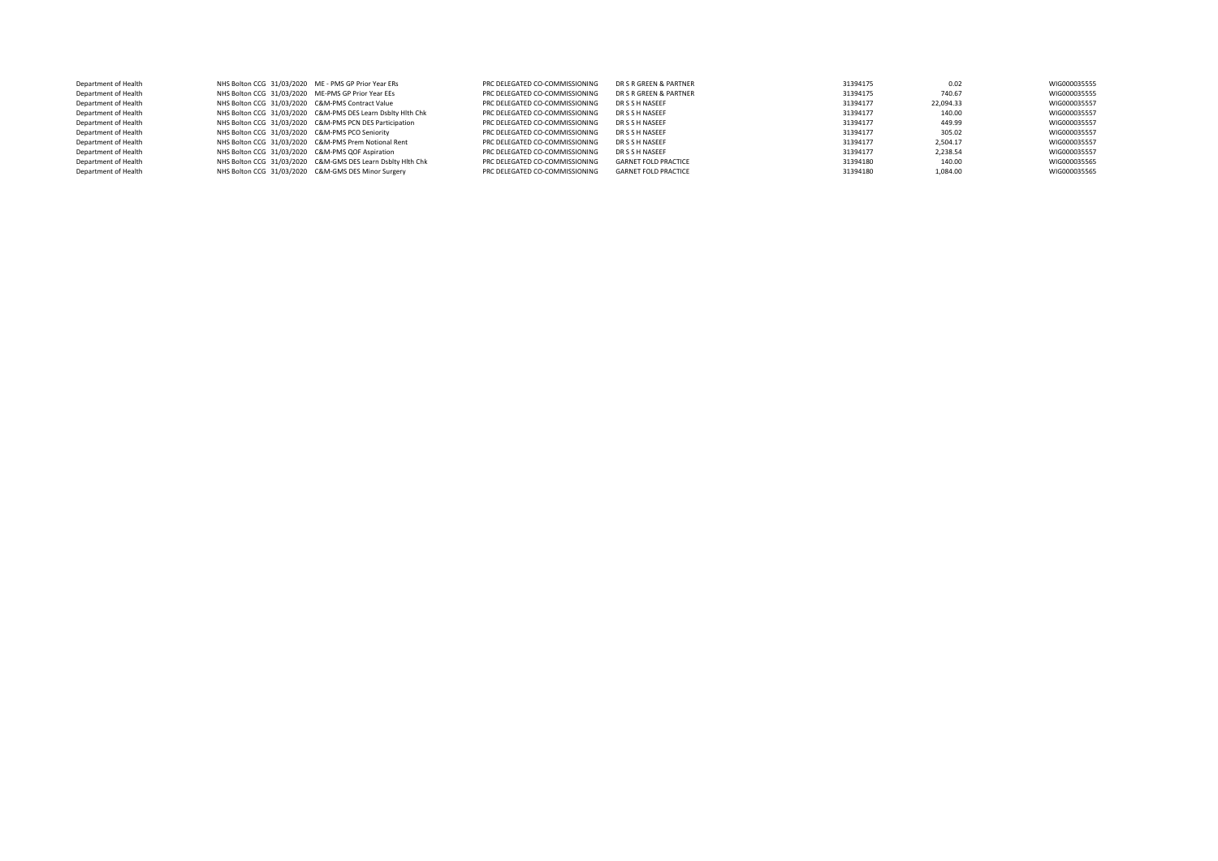| | | | | | | | | |
|---|---|---|---|---|---|---|---|---|
| Department of Health | NHS Bolton CCG | 31/03/2020 | ME - PMS GP Prior Year ERs | PRC DELEGATED CO-COMMISSIONING | DR S R GREEN & PARTNER | 31394175 | 0.02 | WIG000035555 |
| Department of Health | NHS Bolton CCG | 31/03/2020 | ME-PMS GP Prior Year EEs | PRC DELEGATED CO-COMMISSIONING | DR S R GREEN & PARTNER | 31394175 | 740.67 | WIG000035555 |
| Department of Health | NHS Bolton CCG | 31/03/2020 | C&M-PMS Contract Value | PRC DELEGATED CO-COMMISSIONING | DR S S H NASEEF | 31394177 | 22,094.33 | WIG000035557 |
| Department of Health | NHS Bolton CCG | 31/03/2020 | C&M-PMS DES Learn Dsblty Hlth Chk | PRC DELEGATED CO-COMMISSIONING | DR S S H NASEEF | 31394177 | 140.00 | WIG000035557 |
| Department of Health | NHS Bolton CCG | 31/03/2020 | C&M-PMS PCN DES Participation | PRC DELEGATED CO-COMMISSIONING | DR S S H NASEEF | 31394177 | 449.99 | WIG000035557 |
| Department of Health | NHS Bolton CCG | 31/03/2020 | C&M-PMS PCO Seniority | PRC DELEGATED CO-COMMISSIONING | DR S S H NASEEF | 31394177 | 305.02 | WIG000035557 |
| Department of Health | NHS Bolton CCG | 31/03/2020 | C&M-PMS Prem Notional Rent | PRC DELEGATED CO-COMMISSIONING | DR S S H NASEEF | 31394177 | 2,504.17 | WIG000035557 |
| Department of Health | NHS Bolton CCG | 31/03/2020 | C&M-PMS QOF Aspiration | PRC DELEGATED CO-COMMISSIONING | DR S S H NASEEF | 31394177 | 2,238.54 | WIG000035557 |
| Department of Health | NHS Bolton CCG | 31/03/2020 | C&M-GMS DES Learn Dsblty Hlth Chk | PRC DELEGATED CO-COMMISSIONING | GARNET FOLD PRACTICE | 31394180 | 140.00 | WIG000035565 |
| Department of Health | NHS Bolton CCG | 31/03/2020 | C&M-GMS DES Minor Surgery | PRC DELEGATED CO-COMMISSIONING | GARNET FOLD PRACTICE | 31394180 | 1,084.00 | WIG000035565 |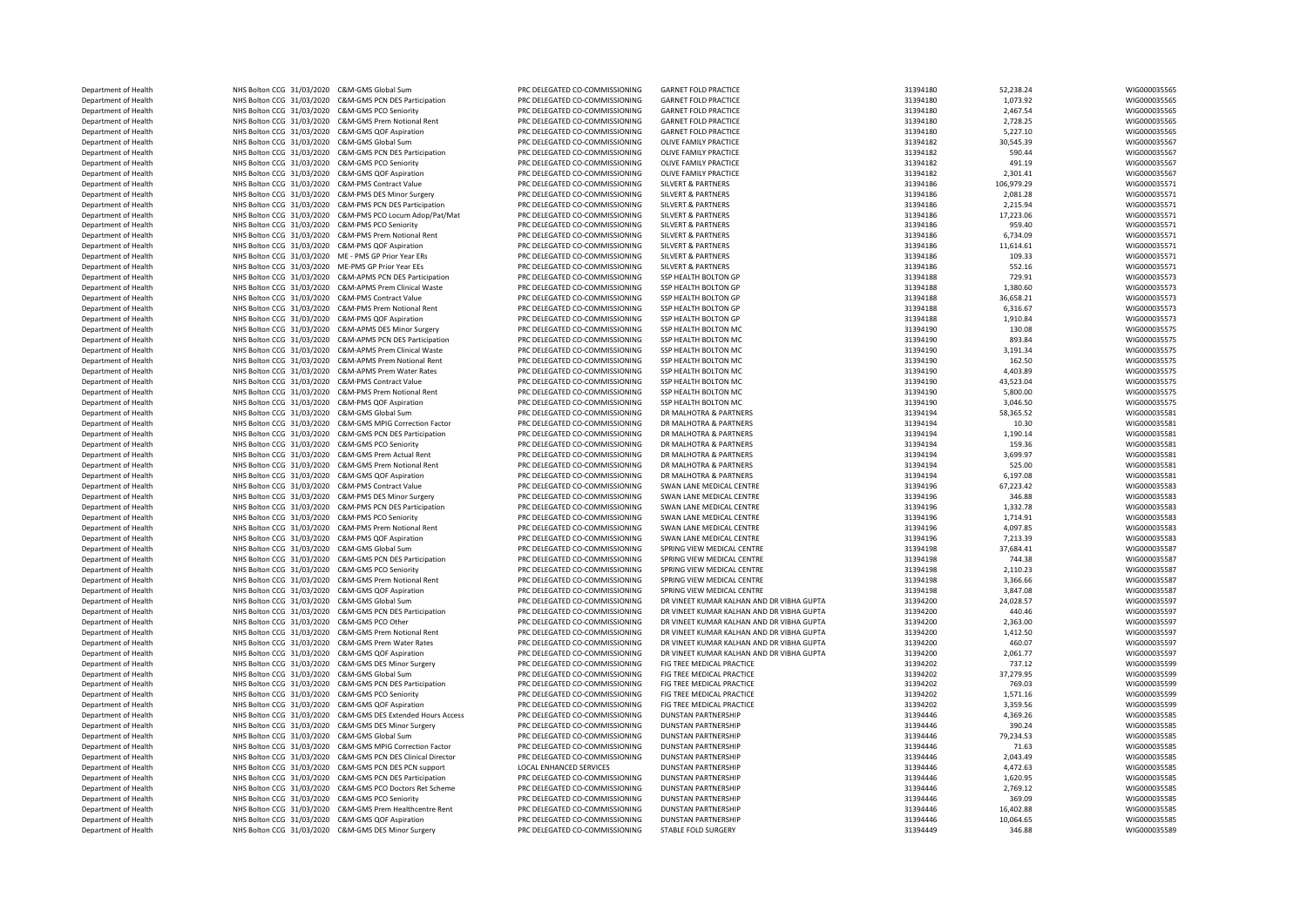| | | | | | | | | |
|---|---|---|---|---|---|---|---|---|
| Department of Health | NHS Bolton CCG | 31/03/2020 | C&M-GMS Global Sum | PRC DELEGATED CO-COMMISSIONING | GARNET FOLD PRACTICE | 31394180 | 52,238.24 | WIG000035565 |
| Department of Health | NHS Bolton CCG | 31/03/2020 | C&M-GMS PCN DES Participation | PRC DELEGATED CO-COMMISSIONING | GARNET FOLD PRACTICE | 31394180 | 1,073.92 | WIG000035565 |
| Department of Health | NHS Bolton CCG | 31/03/2020 | C&M-GMS PCO Seniority | PRC DELEGATED CO-COMMISSIONING | GARNET FOLD PRACTICE | 31394180 | 2,467.54 | WIG000035565 |
| Department of Health | NHS Bolton CCG | 31/03/2020 | C&M-GMS Prem Notional Rent | PRC DELEGATED CO-COMMISSIONING | GARNET FOLD PRACTICE | 31394180 | 2,728.25 | WIG000035565 |
| Department of Health | NHS Bolton CCG | 31/03/2020 | C&M-GMS QOF Aspiration | PRC DELEGATED CO-COMMISSIONING | GARNET FOLD PRACTICE | 31394180 | 5,227.10 | WIG000035565 |
| Department of Health | NHS Bolton CCG | 31/03/2020 | C&M-GMS Global Sum | PRC DELEGATED CO-COMMISSIONING | OLIVE FAMILY PRACTICE | 31394182 | 30,545.39 | WIG000035567 |
| Department of Health | NHS Bolton CCG | 31/03/2020 | C&M-GMS PCN DES Participation | PRC DELEGATED CO-COMMISSIONING | OLIVE FAMILY PRACTICE | 31394182 | 590.44 | WIG000035567 |
| Department of Health | NHS Bolton CCG | 31/03/2020 | C&M-GMS PCO Seniority | PRC DELEGATED CO-COMMISSIONING | OLIVE FAMILY PRACTICE | 31394182 | 491.19 | WIG000035567 |
| Department of Health | NHS Bolton CCG | 31/03/2020 | C&M-GMS QOF Aspiration | PRC DELEGATED CO-COMMISSIONING | OLIVE FAMILY PRACTICE | 31394182 | 2,301.41 | WIG000035567 |
| Department of Health | NHS Bolton CCG | 31/03/2020 | C&M-PMS Contract Value | PRC DELEGATED CO-COMMISSIONING | SILVERT & PARTNERS | 31394186 | 106,979.29 | WIG000035571 |
| Department of Health | NHS Bolton CCG | 31/03/2020 | C&M-PMS DES Minor Surgery | PRC DELEGATED CO-COMMISSIONING | SILVERT & PARTNERS | 31394186 | 2,081.28 | WIG000035571 |
| Department of Health | NHS Bolton CCG | 31/03/2020 | C&M-PMS PCN DES Participation | PRC DELEGATED CO-COMMISSIONING | SILVERT & PARTNERS | 31394186 | 2,215.94 | WIG000035571 |
| Department of Health | NHS Bolton CCG | 31/03/2020 | C&M-PMS PCO Locum Adop/Pat/Mat | PRC DELEGATED CO-COMMISSIONING | SILVERT & PARTNERS | 31394186 | 17,223.06 | WIG000035571 |
| Department of Health | NHS Bolton CCG | 31/03/2020 | C&M-PMS PCO Seniority | PRC DELEGATED CO-COMMISSIONING | SILVERT & PARTNERS | 31394186 | 959.40 | WIG000035571 |
| Department of Health | NHS Bolton CCG | 31/03/2020 | C&M-PMS Prem Notional Rent | PRC DELEGATED CO-COMMISSIONING | SILVERT & PARTNERS | 31394186 | 6,734.09 | WIG000035571 |
| Department of Health | NHS Bolton CCG | 31/03/2020 | C&M-PMS QOF Aspiration | PRC DELEGATED CO-COMMISSIONING | SILVERT & PARTNERS | 31394186 | 11,614.61 | WIG000035571 |
| Department of Health | NHS Bolton CCG | 31/03/2020 | ME - PMS GP Prior Year ERs | PRC DELEGATED CO-COMMISSIONING | SILVERT & PARTNERS | 31394186 | 109.33 | WIG000035571 |
| Department of Health | NHS Bolton CCG | 31/03/2020 | ME-PMS GP Prior Year EEs | PRC DELEGATED CO-COMMISSIONING | SILVERT & PARTNERS | 31394186 | 552.16 | WIG000035571 |
| Department of Health | NHS Bolton CCG | 31/03/2020 | C&M-APMS PCN DES Participation | PRC DELEGATED CO-COMMISSIONING | SSP HEALTH BOLTON GP | 31394188 | 729.91 | WIG000035573 |
| Department of Health | NHS Bolton CCG | 31/03/2020 | C&M-APMS Prem Clinical Waste | PRC DELEGATED CO-COMMISSIONING | SSP HEALTH BOLTON GP | 31394188 | 1,380.60 | WIG000035573 |
| Department of Health | NHS Bolton CCG | 31/03/2020 | C&M-PMS Contract Value | PRC DELEGATED CO-COMMISSIONING | SSP HEALTH BOLTON GP | 31394188 | 36,658.21 | WIG000035573 |
| Department of Health | NHS Bolton CCG | 31/03/2020 | C&M-PMS Prem Notional Rent | PRC DELEGATED CO-COMMISSIONING | SSP HEALTH BOLTON GP | 31394188 | 6,316.67 | WIG000035573 |
| Department of Health | NHS Bolton CCG | 31/03/2020 | C&M-PMS QOF Aspiration | PRC DELEGATED CO-COMMISSIONING | SSP HEALTH BOLTON GP | 31394188 | 1,910.84 | WIG000035573 |
| Department of Health | NHS Bolton CCG | 31/03/2020 | C&M-APMS DES Minor Surgery | PRC DELEGATED CO-COMMISSIONING | SSP HEALTH BOLTON MC | 31394190 | 130.08 | WIG000035575 |
| Department of Health | NHS Bolton CCG | 31/03/2020 | C&M-APMS PCN DES Participation | PRC DELEGATED CO-COMMISSIONING | SSP HEALTH BOLTON MC | 31394190 | 893.84 | WIG000035575 |
| Department of Health | NHS Bolton CCG | 31/03/2020 | C&M-APMS Prem Clinical Waste | PRC DELEGATED CO-COMMISSIONING | SSP HEALTH BOLTON MC | 31394190 | 3,191.34 | WIG000035575 |
| Department of Health | NHS Bolton CCG | 31/03/2020 | C&M-APMS Prem Notional Rent | PRC DELEGATED CO-COMMISSIONING | SSP HEALTH BOLTON MC | 31394190 | 162.50 | WIG000035575 |
| Department of Health | NHS Bolton CCG | 31/03/2020 | C&M-APMS Prem Water Rates | PRC DELEGATED CO-COMMISSIONING | SSP HEALTH BOLTON MC | 31394190 | 4,403.89 | WIG000035575 |
| Department of Health | NHS Bolton CCG | 31/03/2020 | C&M-PMS Contract Value | PRC DELEGATED CO-COMMISSIONING | SSP HEALTH BOLTON MC | 31394190 | 43,523.04 | WIG000035575 |
| Department of Health | NHS Bolton CCG | 31/03/2020 | C&M-PMS Prem Notional Rent | PRC DELEGATED CO-COMMISSIONING | SSP HEALTH BOLTON MC | 31394190 | 5,800.00 | WIG000035575 |
| Department of Health | NHS Bolton CCG | 31/03/2020 | C&M-PMS QOF Aspiration | PRC DELEGATED CO-COMMISSIONING | SSP HEALTH BOLTON MC | 31394190 | 3,046.50 | WIG000035575 |
| Department of Health | NHS Bolton CCG | 31/03/2020 | C&M-GMS Global Sum | PRC DELEGATED CO-COMMISSIONING | DR MALHOTRA & PARTNERS | 31394194 | 58,365.52 | WIG000035581 |
| Department of Health | NHS Bolton CCG | 31/03/2020 | C&M-GMS MPIG Correction Factor | PRC DELEGATED CO-COMMISSIONING | DR MALHOTRA & PARTNERS | 31394194 | 10.30 | WIG000035581 |
| Department of Health | NHS Bolton CCG | 31/03/2020 | C&M-GMS PCN DES Participation | PRC DELEGATED CO-COMMISSIONING | DR MALHOTRA & PARTNERS | 31394194 | 1,190.14 | WIG000035581 |
| Department of Health | NHS Bolton CCG | 31/03/2020 | C&M-GMS PCO Seniority | PRC DELEGATED CO-COMMISSIONING | DR MALHOTRA & PARTNERS | 31394194 | 159.36 | WIG000035581 |
| Department of Health | NHS Bolton CCG | 31/03/2020 | C&M-GMS Prem Actual Rent | PRC DELEGATED CO-COMMISSIONING | DR MALHOTRA & PARTNERS | 31394194 | 3,699.97 | WIG000035581 |
| Department of Health | NHS Bolton CCG | 31/03/2020 | C&M-GMS Prem Notional Rent | PRC DELEGATED CO-COMMISSIONING | DR MALHOTRA & PARTNERS | 31394194 | 525.00 | WIG000035581 |
| Department of Health | NHS Bolton CCG | 31/03/2020 | C&M-GMS QOF Aspiration | PRC DELEGATED CO-COMMISSIONING | DR MALHOTRA & PARTNERS | 31394194 | 6,197.08 | WIG000035581 |
| Department of Health | NHS Bolton CCG | 31/03/2020 | C&M-PMS Contract Value | PRC DELEGATED CO-COMMISSIONING | SWAN LANE MEDICAL CENTRE | 31394196 | 67,223.42 | WIG000035583 |
| Department of Health | NHS Bolton CCG | 31/03/2020 | C&M-PMS DES Minor Surgery | PRC DELEGATED CO-COMMISSIONING | SWAN LANE MEDICAL CENTRE | 31394196 | 346.88 | WIG000035583 |
| Department of Health | NHS Bolton CCG | 31/03/2020 | C&M-PMS PCN DES Participation | PRC DELEGATED CO-COMMISSIONING | SWAN LANE MEDICAL CENTRE | 31394196 | 1,332.78 | WIG000035583 |
| Department of Health | NHS Bolton CCG | 31/03/2020 | C&M-PMS PCO Seniority | PRC DELEGATED CO-COMMISSIONING | SWAN LANE MEDICAL CENTRE | 31394196 | 1,714.91 | WIG000035583 |
| Department of Health | NHS Bolton CCG | 31/03/2020 | C&M-PMS Prem Notional Rent | PRC DELEGATED CO-COMMISSIONING | SWAN LANE MEDICAL CENTRE | 31394196 | 4,097.85 | WIG000035583 |
| Department of Health | NHS Bolton CCG | 31/03/2020 | C&M-PMS QOF Aspiration | PRC DELEGATED CO-COMMISSIONING | SWAN LANE MEDICAL CENTRE | 31394196 | 7,213.39 | WIG000035583 |
| Department of Health | NHS Bolton CCG | 31/03/2020 | C&M-GMS Global Sum | PRC DELEGATED CO-COMMISSIONING | SPRING VIEW MEDICAL CENTRE | 31394198 | 37,684.41 | WIG000035587 |
| Department of Health | NHS Bolton CCG | 31/03/2020 | C&M-GMS PCN DES Participation | PRC DELEGATED CO-COMMISSIONING | SPRING VIEW MEDICAL CENTRE | 31394198 | 744.38 | WIG000035587 |
| Department of Health | NHS Bolton CCG | 31/03/2020 | C&M-GMS PCO Seniority | PRC DELEGATED CO-COMMISSIONING | SPRING VIEW MEDICAL CENTRE | 31394198 | 2,110.23 | WIG000035587 |
| Department of Health | NHS Bolton CCG | 31/03/2020 | C&M-GMS Prem Notional Rent | PRC DELEGATED CO-COMMISSIONING | SPRING VIEW MEDICAL CENTRE | 31394198 | 3,366.66 | WIG000035587 |
| Department of Health | NHS Bolton CCG | 31/03/2020 | C&M-GMS QOF Aspiration | PRC DELEGATED CO-COMMISSIONING | SPRING VIEW MEDICAL CENTRE | 31394198 | 3,847.08 | WIG000035587 |
| Department of Health | NHS Bolton CCG | 31/03/2020 | C&M-GMS Global Sum | PRC DELEGATED CO-COMMISSIONING | DR VINEET KUMAR KALHAN AND DR VIBHA GUPTA | 31394200 | 24,028.57 | WIG000035597 |
| Department of Health | NHS Bolton CCG | 31/03/2020 | C&M-GMS PCN DES Participation | PRC DELEGATED CO-COMMISSIONING | DR VINEET KUMAR KALHAN AND DR VIBHA GUPTA | 31394200 | 440.46 | WIG000035597 |
| Department of Health | NHS Bolton CCG | 31/03/2020 | C&M-GMS PCO Other | PRC DELEGATED CO-COMMISSIONING | DR VINEET KUMAR KALHAN AND DR VIBHA GUPTA | 31394200 | 2,363.00 | WIG000035597 |
| Department of Health | NHS Bolton CCG | 31/03/2020 | C&M-GMS Prem Notional Rent | PRC DELEGATED CO-COMMISSIONING | DR VINEET KUMAR KALHAN AND DR VIBHA GUPTA | 31394200 | 1,412.50 | WIG000035597 |
| Department of Health | NHS Bolton CCG | 31/03/2020 | C&M-GMS Prem Water Rates | PRC DELEGATED CO-COMMISSIONING | DR VINEET KUMAR KALHAN AND DR VIBHA GUPTA | 31394200 | 460.07 | WIG000035597 |
| Department of Health | NHS Bolton CCG | 31/03/2020 | C&M-GMS QOF Aspiration | PRC DELEGATED CO-COMMISSIONING | DR VINEET KUMAR KALHAN AND DR VIBHA GUPTA | 31394200 | 2,061.77 | WIG000035597 |
| Department of Health | NHS Bolton CCG | 31/03/2020 | C&M-GMS DES Minor Surgery | PRC DELEGATED CO-COMMISSIONING | FIG TREE MEDICAL PRACTICE | 31394202 | 737.12 | WIG000035599 |
| Department of Health | NHS Bolton CCG | 31/03/2020 | C&M-GMS Global Sum | PRC DELEGATED CO-COMMISSIONING | FIG TREE MEDICAL PRACTICE | 31394202 | 37,279.95 | WIG000035599 |
| Department of Health | NHS Bolton CCG | 31/03/2020 | C&M-GMS PCN DES Participation | PRC DELEGATED CO-COMMISSIONING | FIG TREE MEDICAL PRACTICE | 31394202 | 769.03 | WIG000035599 |
| Department of Health | NHS Bolton CCG | 31/03/2020 | C&M-GMS PCO Seniority | PRC DELEGATED CO-COMMISSIONING | FIG TREE MEDICAL PRACTICE | 31394202 | 1,571.16 | WIG000035599 |
| Department of Health | NHS Bolton CCG | 31/03/2020 | C&M-GMS QOF Aspiration | PRC DELEGATED CO-COMMISSIONING | FIG TREE MEDICAL PRACTICE | 31394202 | 3,359.56 | WIG000035599 |
| Department of Health | NHS Bolton CCG | 31/03/2020 | C&M-GMS DES Extended Hours Access | PRC DELEGATED CO-COMMISSIONING | DUNSTAN PARTNERSHIP | 31394446 | 4,369.26 | WIG000035585 |
| Department of Health | NHS Bolton CCG | 31/03/2020 | C&M-GMS DES Minor Surgery | PRC DELEGATED CO-COMMISSIONING | DUNSTAN PARTNERSHIP | 31394446 | 390.24 | WIG000035585 |
| Department of Health | NHS Bolton CCG | 31/03/2020 | C&M-GMS Global Sum | PRC DELEGATED CO-COMMISSIONING | DUNSTAN PARTNERSHIP | 31394446 | 79,234.53 | WIG000035585 |
| Department of Health | NHS Bolton CCG | 31/03/2020 | C&M-GMS MPIG Correction Factor | PRC DELEGATED CO-COMMISSIONING | DUNSTAN PARTNERSHIP | 31394446 | 71.63 | WIG000035585 |
| Department of Health | NHS Bolton CCG | 31/03/2020 | C&M-GMS PCN DES Clinical Director | PRC DELEGATED CO-COMMISSIONING | DUNSTAN PARTNERSHIP | 31394446 | 2,043.49 | WIG000035585 |
| Department of Health | NHS Bolton CCG | 31/03/2020 | C&M-GMS PCN DES PCN support | LOCAL ENHANCED SERVICES | DUNSTAN PARTNERSHIP | 31394446 | 4,472.63 | WIG000035585 |
| Department of Health | NHS Bolton CCG | 31/03/2020 | C&M-GMS PCN DES Participation | PRC DELEGATED CO-COMMISSIONING | DUNSTAN PARTNERSHIP | 31394446 | 1,620.95 | WIG000035585 |
| Department of Health | NHS Bolton CCG | 31/03/2020 | C&M-GMS PCO Doctors Ret Scheme | PRC DELEGATED CO-COMMISSIONING | DUNSTAN PARTNERSHIP | 31394446 | 2,769.12 | WIG000035585 |
| Department of Health | NHS Bolton CCG | 31/03/2020 | C&M-GMS PCO Seniority | PRC DELEGATED CO-COMMISSIONING | DUNSTAN PARTNERSHIP | 31394446 | 369.09 | WIG000035585 |
| Department of Health | NHS Bolton CCG | 31/03/2020 | C&M-GMS Prem Healthcentre Rent | PRC DELEGATED CO-COMMISSIONING | DUNSTAN PARTNERSHIP | 31394446 | 16,402.88 | WIG000035585 |
| Department of Health | NHS Bolton CCG | 31/03/2020 | C&M-GMS QOF Aspiration | PRC DELEGATED CO-COMMISSIONING | DUNSTAN PARTNERSHIP | 31394446 | 10,064.65 | WIG000035585 |
| Department of Health | NHS Bolton CCG | 31/03/2020 | C&M-GMS DES Minor Surgery | PRC DELEGATED CO-COMMISSIONING | STABLE FOLD SURGERY | 31394449 | 346.88 | WIG000035589 |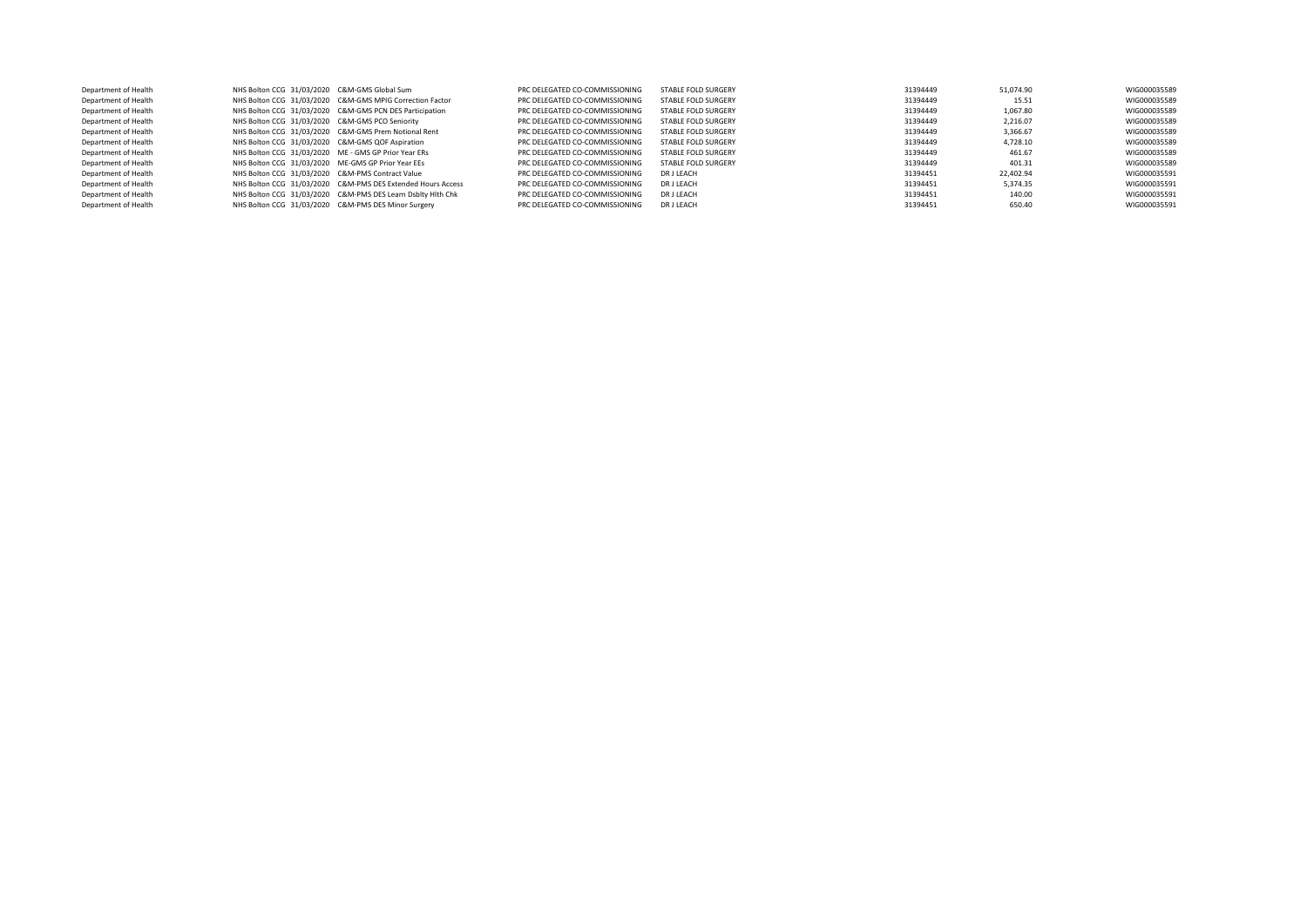| | | | | | | | | |
|---|---|---|---|---|---|---|---|---|
| Department of Health | NHS Bolton CCG | 31/03/2020 | C&M-GMS Global Sum | PRC DELEGATED CO-COMMISSIONING | STABLE FOLD SURGERY | 31394449 | 51,074.90 | WIG000035589 |
| Department of Health | NHS Bolton CCG | 31/03/2020 | C&M-GMS MPIG Correction Factor | PRC DELEGATED CO-COMMISSIONING | STABLE FOLD SURGERY | 31394449 | 15.51 | WIG000035589 |
| Department of Health | NHS Bolton CCG | 31/03/2020 | C&M-GMS PCN DES Participation | PRC DELEGATED CO-COMMISSIONING | STABLE FOLD SURGERY | 31394449 | 1,067.80 | WIG000035589 |
| Department of Health | NHS Bolton CCG | 31/03/2020 | C&M-GMS PCO Seniority | PRC DELEGATED CO-COMMISSIONING | STABLE FOLD SURGERY | 31394449 | 2,216.07 | WIG000035589 |
| Department of Health | NHS Bolton CCG | 31/03/2020 | C&M-GMS Prem Notional Rent | PRC DELEGATED CO-COMMISSIONING | STABLE FOLD SURGERY | 31394449 | 3,366.67 | WIG000035589 |
| Department of Health | NHS Bolton CCG | 31/03/2020 | C&M-GMS QOF Aspiration | PRC DELEGATED CO-COMMISSIONING | STABLE FOLD SURGERY | 31394449 | 4,728.10 | WIG000035589 |
| Department of Health | NHS Bolton CCG | 31/03/2020 | ME - GMS GP Prior Year ERs | PRC DELEGATED CO-COMMISSIONING | STABLE FOLD SURGERY | 31394449 | 461.67 | WIG000035589 |
| Department of Health | NHS Bolton CCG | 31/03/2020 | ME-GMS GP Prior Year EEs | PRC DELEGATED CO-COMMISSIONING | STABLE FOLD SURGERY | 31394449 | 401.31 | WIG000035589 |
| Department of Health | NHS Bolton CCG | 31/03/2020 | C&M-PMS Contract Value | PRC DELEGATED CO-COMMISSIONING | DR J LEACH | 31394451 | 22,402.94 | WIG000035591 |
| Department of Health | NHS Bolton CCG | 31/03/2020 | C&M-PMS DES Extended Hours Access | PRC DELEGATED CO-COMMISSIONING | DR J LEACH | 31394451 | 5,374.35 | WIG000035591 |
| Department of Health | NHS Bolton CCG | 31/03/2020 | C&M-PMS DES Learn Dsblty Hlth Chk | PRC DELEGATED CO-COMMISSIONING | DR J LEACH | 31394451 | 140.00 | WIG000035591 |
| Department of Health | NHS Bolton CCG | 31/03/2020 | C&M-PMS DES Minor Surgery | PRC DELEGATED CO-COMMISSIONING | DR J LEACH | 31394451 | 650.40 | WIG000035591 |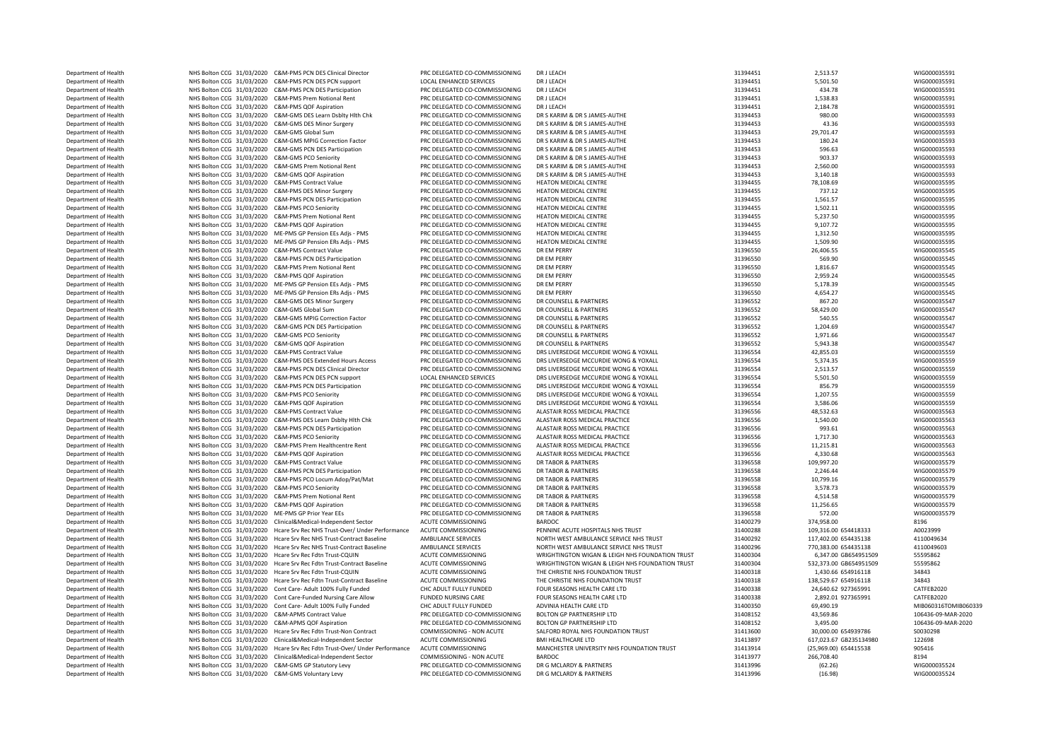| | | | | | | | | | |
|---|---|---|---|---|---|---|---|---|---|
| Department of Health | NHS Bolton CCG | 31/03/2020 | C&M-PMS PCN DES Clinical Director | PRC DELEGATED CO-COMMISSIONING | DR J LEACH | 31394451 | 2,513.57 | | WIG000035591 |
| Department of Health | NHS Bolton CCG | 31/03/2020 | C&M-PMS PCN DES PCN support | LOCAL ENHANCED SERVICES | DR J LEACH | 31394451 | 5,501.50 | | WIG000035591 |
| Department of Health | NHS Bolton CCG | 31/03/2020 | C&M-PMS PCN DES Participation | PRC DELEGATED CO-COMMISSIONING | DR J LEACH | 31394451 | 434.78 | | WIG000035591 |
| Department of Health | NHS Bolton CCG | 31/03/2020 | C&M-PMS Prem Notional Rent | PRC DELEGATED CO-COMMISSIONING | DR J LEACH | 31394451 | 1,538.83 | | WIG000035591 |
| Department of Health | NHS Bolton CCG | 31/03/2020 | C&M-PMS QOF Aspiration | PRC DELEGATED CO-COMMISSIONING | DR J LEACH | 31394451 | 2,184.78 | | WIG000035591 |
| Department of Health | NHS Bolton CCG | 31/03/2020 | C&M-GMS DES Learn Dsblty Hlth Chk | PRC DELEGATED CO-COMMISSIONING | DR S KARIM & DR S JAMES-AUTHE | 31394453 | 980.00 | | WIG000035593 |
| Department of Health | NHS Bolton CCG | 31/03/2020 | C&M-GMS DES Minor Surgery | PRC DELEGATED CO-COMMISSIONING | DR S KARIM & DR S JAMES-AUTHE | 31394453 | 43.36 | | WIG000035593 |
| Department of Health | NHS Bolton CCG | 31/03/2020 | C&M-GMS Global Sum | PRC DELEGATED CO-COMMISSIONING | DR S KARIM & DR S JAMES-AUTHE | 31394453 | 29,701.47 | | WIG000035593 |
| Department of Health | NHS Bolton CCG | 31/03/2020 | C&M-GMS MPIG Correction Factor | PRC DELEGATED CO-COMMISSIONING | DR S KARIM & DR S JAMES-AUTHE | 31394453 | 180.24 | | WIG000035593 |
| Department of Health | NHS Bolton CCG | 31/03/2020 | C&M-GMS PCN DES Participation | PRC DELEGATED CO-COMMISSIONING | DR S KARIM & DR S JAMES-AUTHE | 31394453 | 596.63 | | WIG000035593 |
| Department of Health | NHS Bolton CCG | 31/03/2020 | C&M-GMS PCO Seniority | PRC DELEGATED CO-COMMISSIONING | DR S KARIM & DR S JAMES-AUTHE | 31394453 | 903.37 | | WIG000035593 |
| Department of Health | NHS Bolton CCG | 31/03/2020 | C&M-GMS Prem Notional Rent | PRC DELEGATED CO-COMMISSIONING | DR S KARIM & DR S JAMES-AUTHE | 31394453 | 2,560.00 | | WIG000035593 |
| Department of Health | NHS Bolton CCG | 31/03/2020 | C&M-GMS QOF Aspiration | PRC DELEGATED CO-COMMISSIONING | DR S KARIM & DR S JAMES-AUTHE | 31394453 | 3,140.18 | | WIG000035593 |
| Department of Health | NHS Bolton CCG | 31/03/2020 | C&M-PMS Contract Value | PRC DELEGATED CO-COMMISSIONING | HEATON MEDICAL CENTRE | 31394455 | 78,108.69 | | WIG000035595 |
| Department of Health | NHS Bolton CCG | 31/03/2020 | C&M-PMS DES Minor Surgery | PRC DELEGATED CO-COMMISSIONING | HEATON MEDICAL CENTRE | 31394455 | 737.12 | | WIG000035595 |
| Department of Health | NHS Bolton CCG | 31/03/2020 | C&M-PMS PCN DES Participation | PRC DELEGATED CO-COMMISSIONING | HEATON MEDICAL CENTRE | 31394455 | 1,561.57 | | WIG000035595 |
| Department of Health | NHS Bolton CCG | 31/03/2020 | C&M-PMS PCO Seniority | PRC DELEGATED CO-COMMISSIONING | HEATON MEDICAL CENTRE | 31394455 | 1,502.11 | | WIG000035595 |
| Department of Health | NHS Bolton CCG | 31/03/2020 | C&M-PMS Prem Notional Rent | PRC DELEGATED CO-COMMISSIONING | HEATON MEDICAL CENTRE | 31394455 | 5,237.50 | | WIG000035595 |
| Department of Health | NHS Bolton CCG | 31/03/2020 | C&M-PMS QOF Aspiration | PRC DELEGATED CO-COMMISSIONING | HEATON MEDICAL CENTRE | 31394455 | 9,107.72 | | WIG000035595 |
| Department of Health | NHS Bolton CCG | 31/03/2020 | ME-PMS GP Pension EEs Adjs - PMS | PRC DELEGATED CO-COMMISSIONING | HEATON MEDICAL CENTRE | 31394455 | 1,312.50 | | WIG000035595 |
| Department of Health | NHS Bolton CCG | 31/03/2020 | ME-PMS GP Pension ERs Adjs - PMS | PRC DELEGATED CO-COMMISSIONING | HEATON MEDICAL CENTRE | 31394455 | 1,509.90 | | WIG000035595 |
| Department of Health | NHS Bolton CCG | 31/03/2020 | C&M-PMS Contract Value | PRC DELEGATED CO-COMMISSIONING | DR EM PERRY | 31396550 | 26,406.55 | | WIG000035545 |
| Department of Health | NHS Bolton CCG | 31/03/2020 | C&M-PMS PCN DES Participation | PRC DELEGATED CO-COMMISSIONING | DR EM PERRY | 31396550 | 569.90 | | WIG000035545 |
| Department of Health | NHS Bolton CCG | 31/03/2020 | C&M-PMS Prem Notional Rent | PRC DELEGATED CO-COMMISSIONING | DR EM PERRY | 31396550 | 1,816.67 | | WIG000035545 |
| Department of Health | NHS Bolton CCG | 31/03/2020 | C&M-PMS QOF Aspiration | PRC DELEGATED CO-COMMISSIONING | DR EM PERRY | 31396550 | 2,959.24 | | WIG000035545 |
| Department of Health | NHS Bolton CCG | 31/03/2020 | ME-PMS GP Pension EEs Adjs - PMS | PRC DELEGATED CO-COMMISSIONING | DR EM PERRY | 31396550 | 5,178.39 | | WIG000035545 |
| Department of Health | NHS Bolton CCG | 31/03/2020 | ME-PMS GP Pension ERs Adjs - PMS | PRC DELEGATED CO-COMMISSIONING | DR EM PERRY | 31396550 | 4,654.27 | | WIG000035545 |
| Department of Health | NHS Bolton CCG | 31/03/2020 | C&M-GMS DES Minor Surgery | PRC DELEGATED CO-COMMISSIONING | DR COUNSELL & PARTNERS | 31396552 | 867.20 | | WIG000035547 |
| Department of Health | NHS Bolton CCG | 31/03/2020 | C&M-GMS Global Sum | PRC DELEGATED CO-COMMISSIONING | DR COUNSELL & PARTNERS | 31396552 | 58,429.00 | | WIG000035547 |
| Department of Health | NHS Bolton CCG | 31/03/2020 | C&M-GMS MPIG Correction Factor | PRC DELEGATED CO-COMMISSIONING | DR COUNSELL & PARTNERS | 31396552 | 540.55 | | WIG000035547 |
| Department of Health | NHS Bolton CCG | 31/03/2020 | C&M-GMS PCN DES Participation | PRC DELEGATED CO-COMMISSIONING | DR COUNSELL & PARTNERS | 31396552 | 1,204.69 | | WIG000035547 |
| Department of Health | NHS Bolton CCG | 31/03/2020 | C&M-GMS PCO Seniority | PRC DELEGATED CO-COMMISSIONING | DR COUNSELL & PARTNERS | 31396552 | 1,971.66 | | WIG000035547 |
| Department of Health | NHS Bolton CCG | 31/03/2020 | C&M-GMS QOF Aspiration | PRC DELEGATED CO-COMMISSIONING | DR COUNSELL & PARTNERS | 31396552 | 5,943.38 | | WIG000035547 |
| Department of Health | NHS Bolton CCG | 31/03/2020 | C&M-PMS Contract Value | PRC DELEGATED CO-COMMISSIONING | DRS LIVERSEDGE MCCURDIE WONG & YOXALL | 31396554 | 42,855.03 | | WIG000035559 |
| Department of Health | NHS Bolton CCG | 31/03/2020 | C&M-PMS DES Extended Hours Access | PRC DELEGATED CO-COMMISSIONING | DRS LIVERSEDGE MCCURDIE WONG & YOXALL | 31396554 | 5,374.35 | | WIG000035559 |
| Department of Health | NHS Bolton CCG | 31/03/2020 | C&M-PMS PCN DES Clinical Director | PRC DELEGATED CO-COMMISSIONING | DRS LIVERSEDGE MCCURDIE WONG & YOXALL | 31396554 | 2,513.57 | | WIG000035559 |
| Department of Health | NHS Bolton CCG | 31/03/2020 | C&M-PMS PCN DES PCN support | LOCAL ENHANCED SERVICES | DRS LIVERSEDGE MCCURDIE WONG & YOXALL | 31396554 | 5,501.50 | | WIG000035559 |
| Department of Health | NHS Bolton CCG | 31/03/2020 | C&M-PMS PCN DES Participation | PRC DELEGATED CO-COMMISSIONING | DRS LIVERSEDGE MCCURDIE WONG & YOXALL | 31396554 | 856.79 | | WIG000035559 |
| Department of Health | NHS Bolton CCG | 31/03/2020 | C&M-PMS PCO Seniority | PRC DELEGATED CO-COMMISSIONING | DRS LIVERSEDGE MCCURDIE WONG & YOXALL | 31396554 | 1,207.55 | | WIG000035559 |
| Department of Health | NHS Bolton CCG | 31/03/2020 | C&M-PMS QOF Aspiration | PRC DELEGATED CO-COMMISSIONING | DRS LIVERSEDGE MCCURDIE WONG & YOXALL | 31396554 | 3,586.06 | | WIG000035559 |
| Department of Health | NHS Bolton CCG | 31/03/2020 | C&M-PMS Contract Value | PRC DELEGATED CO-COMMISSIONING | ALASTAIR ROSS MEDICAL PRACTICE | 31396556 | 48,532.63 | | WIG000035563 |
| Department of Health | NHS Bolton CCG | 31/03/2020 | C&M-PMS DES Learn Dsblty Hlth Chk | PRC DELEGATED CO-COMMISSIONING | ALASTAIR ROSS MEDICAL PRACTICE | 31396556 | 1,540.00 | | WIG000035563 |
| Department of Health | NHS Bolton CCG | 31/03/2020 | C&M-PMS PCN DES Participation | PRC DELEGATED CO-COMMISSIONING | ALASTAIR ROSS MEDICAL PRACTICE | 31396556 | 993.61 | | WIG000035563 |
| Department of Health | NHS Bolton CCG | 31/03/2020 | C&M-PMS PCO Seniority | PRC DELEGATED CO-COMMISSIONING | ALASTAIR ROSS MEDICAL PRACTICE | 31396556 | 1,717.30 | | WIG000035563 |
| Department of Health | NHS Bolton CCG | 31/03/2020 | C&M-PMS Prem Healthcentre Rent | PRC DELEGATED CO-COMMISSIONING | ALASTAIR ROSS MEDICAL PRACTICE | 31396556 | 11,215.81 | | WIG000035563 |
| Department of Health | NHS Bolton CCG | 31/03/2020 | C&M-PMS QOF Aspiration | PRC DELEGATED CO-COMMISSIONING | ALASTAIR ROSS MEDICAL PRACTICE | 31396556 | 4,330.68 | | WIG000035563 |
| Department of Health | NHS Bolton CCG | 31/03/2020 | C&M-PMS Contract Value | PRC DELEGATED CO-COMMISSIONING | DR TABOR & PARTNERS | 31396558 | 109,997.20 | | WIG000035579 |
| Department of Health | NHS Bolton CCG | 31/03/2020 | C&M-PMS PCN DES Participation | PRC DELEGATED CO-COMMISSIONING | DR TABOR & PARTNERS | 31396558 | 2,246.44 | | WIG000035579 |
| Department of Health | NHS Bolton CCG | 31/03/2020 | C&M-PMS PCO Locum Adop/Pat/Mat | PRC DELEGATED CO-COMMISSIONING | DR TABOR & PARTNERS | 31396558 | 10,799.16 | | WIG000035579 |
| Department of Health | NHS Bolton CCG | 31/03/2020 | C&M-PMS PCO Seniority | PRC DELEGATED CO-COMMISSIONING | DR TABOR & PARTNERS | 31396558 | 3,578.73 | | WIG000035579 |
| Department of Health | NHS Bolton CCG | 31/03/2020 | C&M-PMS Prem Notional Rent | PRC DELEGATED CO-COMMISSIONING | DR TABOR & PARTNERS | 31396558 | 4,514.58 | | WIG000035579 |
| Department of Health | NHS Bolton CCG | 31/03/2020 | C&M-PMS QOF Aspiration | PRC DELEGATED CO-COMMISSIONING | DR TABOR & PARTNERS | 31396558 | 11,256.65 | | WIG000035579 |
| Department of Health | NHS Bolton CCG | 31/03/2020 | ME-PMS GP Prior Year EEs | PRC DELEGATED CO-COMMISSIONING | DR TABOR & PARTNERS | 31396558 | 572.00 | | WIG000035579 |
| Department of Health | NHS Bolton CCG | 31/03/2020 | Clinical&Medical-Independent Sector | ACUTE COMMISSIONING | BARDOC | 31400279 | 374,958.00 | | 8196 |
| Department of Health | NHS Bolton CCG | 31/03/2020 | Hcare Srv Rec NHS Trust-Over/ Under Performance | ACUTE COMMISSIONING | PENNINE ACUTE HOSPITALS NHS TRUST | 31400288 | 109,316.00 | 654418333 | A0023999 |
| Department of Health | NHS Bolton CCG | 31/03/2020 | Hcare Srv Rec NHS Trust-Contract Baseline | AMBULANCE SERVICES | NORTH WEST AMBULANCE SERVICE NHS TRUST | 31400292 | 117,402.00 | 654435138 | 4110049634 |
| Department of Health | NHS Bolton CCG | 31/03/2020 | Hcare Srv Rec NHS Trust-Contract Baseline | AMBULANCE SERVICES | NORTH WEST AMBULANCE SERVICE NHS TRUST | 31400296 | 770,383.00 | 654435138 | 4110049603 |
| Department of Health | NHS Bolton CCG | 31/03/2020 | Hcare Srv Rec Fdtn Trust-CQUIN | ACUTE COMMISSIONING | WRIGHTINGTON WIGAN & LEIGH NHS FOUNDATION TRUST | 31400304 | 6,347.00 | GB654951509 | 55595862 |
| Department of Health | NHS Bolton CCG | 31/03/2020 | Hcare Srv Rec Fdtn Trust-Contract Baseline | ACUTE COMMISSIONING | WRIGHTINGTON WIGAN & LEIGH NHS FOUNDATION TRUST | 31400304 | 532,373.00 | GB654951509 | 55595862 |
| Department of Health | NHS Bolton CCG | 31/03/2020 | Hcare Srv Rec Fdtn Trust-CQUIN | ACUTE COMMISSIONING | THE CHRISTIE NHS FOUNDATION TRUST | 31400318 | 1,430.66 | 654916118 | 34843 |
| Department of Health | NHS Bolton CCG | 31/03/2020 | Hcare Srv Rec Fdtn Trust-Contract Baseline | ACUTE COMMISSIONING | THE CHRISTIE NHS FOUNDATION TRUST | 31400318 | 138,529.67 | 654916118 | 34843 |
| Department of Health | NHS Bolton CCG | 31/03/2020 | Cont Care- Adult 100% Fully Funded | CHC ADULT FULLY FUNDED | FOUR SEASONS HEALTH CARE LTD | 31400338 | 24,640.62 | 927365991 | CATFEB2020 |
| Department of Health | NHS Bolton CCG | 31/03/2020 | Cont Care-Funded Nursing Care Allow | FUNDED NURSING CARE | FOUR SEASONS HEALTH CARE LTD | 31400338 | 2,892.01 | 927365991 | CATFEB2020 |
| Department of Health | NHS Bolton CCG | 31/03/2020 | Cont Care- Adult 100% Fully Funded | CHC ADULT FULLY FUNDED | ADVINIA HEALTH CARE LTD | 31400350 | 69,490.19 | | MIB060316TOMIB060339 |
| Department of Health | NHS Bolton CCG | 31/03/2020 | C&M-APMS Contract Value | PRC DELEGATED CO-COMMISSIONING | BOLTON GP PARTNERSHIP LTD | 31408152 | 43,569.86 | | 106436-09-MAR-2020 |
| Department of Health | NHS Bolton CCG | 31/03/2020 | C&M-APMS QOF Aspiration | PRC DELEGATED CO-COMMISSIONING | BOLTON GP PARTNERSHIP LTD | 31408152 | 3,495.00 | | 106436-09-MAR-2020 |
| Department of Health | NHS Bolton CCG | 31/03/2020 | Hcare Srv Rec Fdtn Trust-Non Contract | COMMISSIONING - NON ACUTE | SALFORD ROYAL NHS FOUNDATION TRUST | 31413600 | 30,000.00 | 654939786 | S0030298 |
| Department of Health | NHS Bolton CCG | 31/03/2020 | Clinical&Medical-Independent Sector | ACUTE COMMISSIONING | BMI HEALTHCARE LTD | 31413897 | 617,023.67 | GB235134980 | 122698 |
| Department of Health | NHS Bolton CCG | 31/03/2020 | Hcare Srv Rec Fdtn Trust-Over/ Under Performance | ACUTE COMMISSIONING | MANCHESTER UNIVERSITY NHS FOUNDATION TRUST | 31413914 | (25,969.00) | 654415538 | 905416 |
| Department of Health | NHS Bolton CCG | 31/03/2020 | Clinical&Medical-Independent Sector | COMMISSIONING - NON ACUTE | BARDOC | 31413977 | 266,708.40 | | 8194 |
| Department of Health | NHS Bolton CCG | 31/03/2020 | C&M-GMS GP Statutory Levy | PRC DELEGATED CO-COMMISSIONING | DR G MCLARDY & PARTNERS | 31413996 | (62.26) | | WIG000035524 |
| Department of Health | NHS Bolton CCG | 31/03/2020 | C&M-GMS Voluntary Levy | PRC DELEGATED CO-COMMISSIONING | DR G MCLARDY & PARTNERS | 31413996 | (16.98) | | WIG000035524 |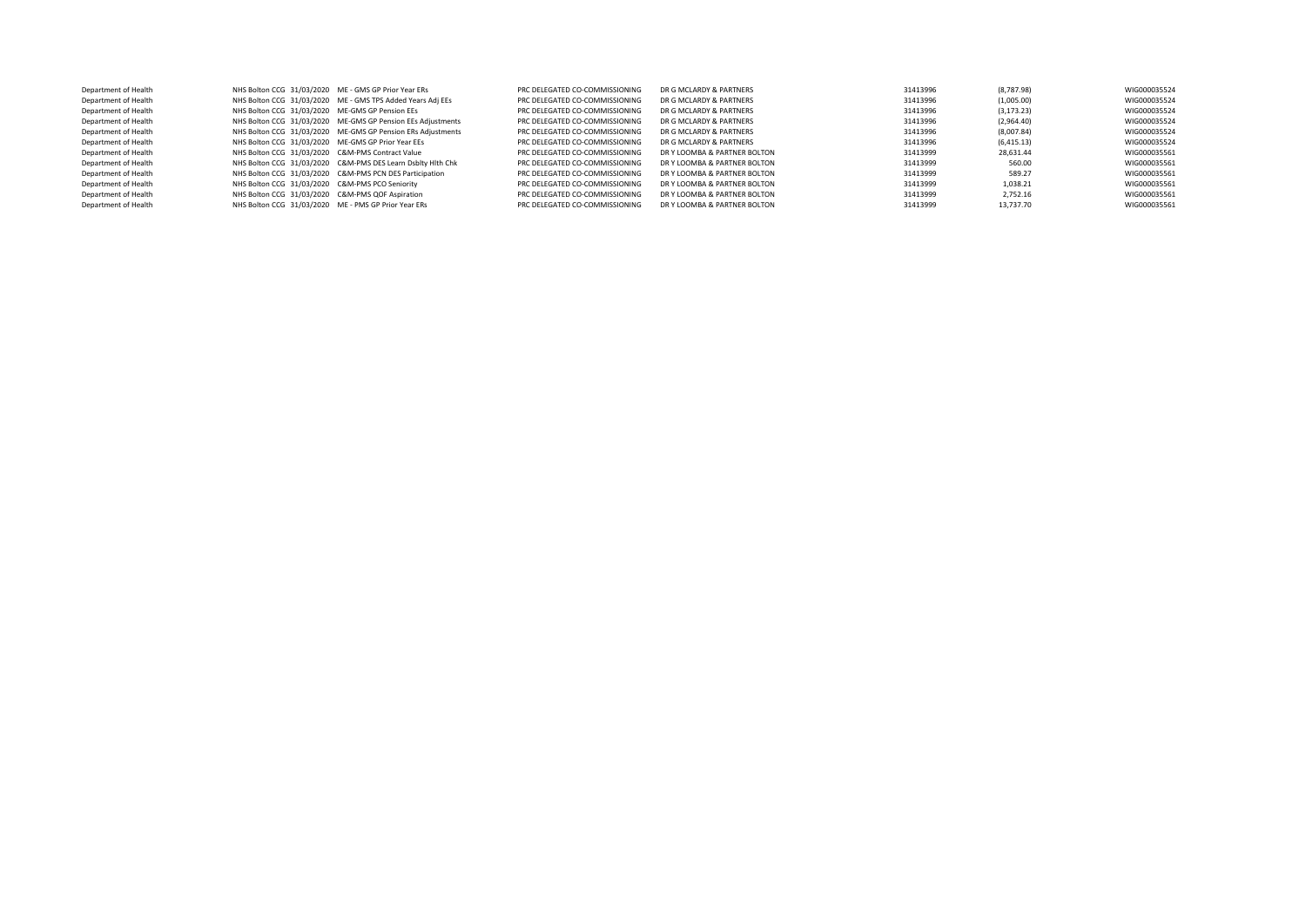| | | | | | | | | |
|---|---|---|---|---|---|---|---|---|
| Department of Health | NHS Bolton CCG | 31/03/2020 | ME - GMS GP Prior Year ERs | PRC DELEGATED CO-COMMISSIONING | DR G MCLARDY & PARTNERS | 31413996 | (8,787.98) | WIG000035524 |
| Department of Health | NHS Bolton CCG | 31/03/2020 | ME - GMS TPS Added Years Adj EEs | PRC DELEGATED CO-COMMISSIONING | DR G MCLARDY & PARTNERS | 31413996 | (1,005.00) | WIG000035524 |
| Department of Health | NHS Bolton CCG | 31/03/2020 | ME-GMS GP Pension EEs | PRC DELEGATED CO-COMMISSIONING | DR G MCLARDY & PARTNERS | 31413996 | (3,173.23) | WIG000035524 |
| Department of Health | NHS Bolton CCG | 31/03/2020 | ME-GMS GP Pension EEs Adjustments | PRC DELEGATED CO-COMMISSIONING | DR G MCLARDY & PARTNERS | 31413996 | (2,964.40) | WIG000035524 |
| Department of Health | NHS Bolton CCG | 31/03/2020 | ME-GMS GP Pension ERs Adjustments | PRC DELEGATED CO-COMMISSIONING | DR G MCLARDY & PARTNERS | 31413996 | (8,007.84) | WIG000035524 |
| Department of Health | NHS Bolton CCG | 31/03/2020 | ME-GMS GP Prior Year EEs | PRC DELEGATED CO-COMMISSIONING | DR G MCLARDY & PARTNERS | 31413996 | (6,415.13) | WIG000035524 |
| Department of Health | NHS Bolton CCG | 31/03/2020 | C&M-PMS Contract Value | PRC DELEGATED CO-COMMISSIONING | DR Y LOOMBA & PARTNER BOLTON | 31413999 | 28,631.44 | WIG000035561 |
| Department of Health | NHS Bolton CCG | 31/03/2020 | C&M-PMS DES Learn Dsblty Hlth Chk | PRC DELEGATED CO-COMMISSIONING | DR Y LOOMBA & PARTNER BOLTON | 31413999 | 560.00 | WIG000035561 |
| Department of Health | NHS Bolton CCG | 31/03/2020 | C&M-PMS PCN DES Participation | PRC DELEGATED CO-COMMISSIONING | DR Y LOOMBA & PARTNER BOLTON | 31413999 | 589.27 | WIG000035561 |
| Department of Health | NHS Bolton CCG | 31/03/2020 | C&M-PMS PCO Seniority | PRC DELEGATED CO-COMMISSIONING | DR Y LOOMBA & PARTNER BOLTON | 31413999 | 1,038.21 | WIG000035561 |
| Department of Health | NHS Bolton CCG | 31/03/2020 | C&M-PMS QOF Aspiration | PRC DELEGATED CO-COMMISSIONING | DR Y LOOMBA & PARTNER BOLTON | 31413999 | 2,752.16 | WIG000035561 |
| Department of Health | NHS Bolton CCG | 31/03/2020 | ME - PMS GP Prior Year ERs | PRC DELEGATED CO-COMMISSIONING | DR Y LOOMBA & PARTNER BOLTON | 31413999 | 13,737.70 | WIG000035561 |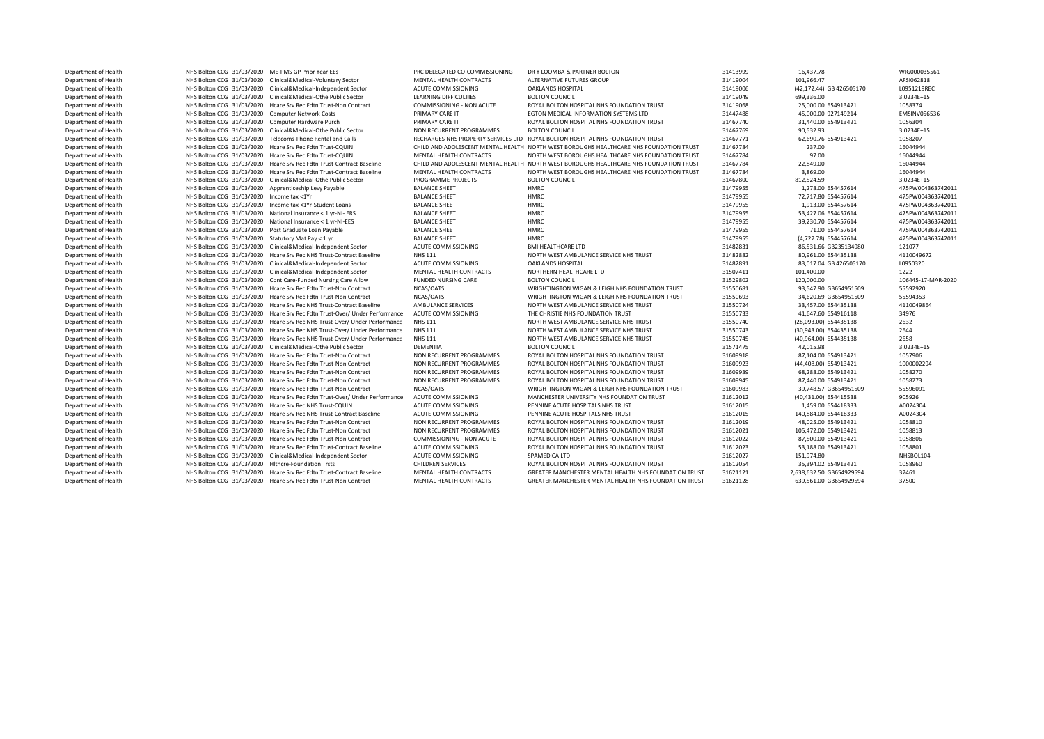| | | | | | | | | | |
|---|---|---|---|---|---|---|---|---|---|
| Department of Health | NHS Bolton CCG | 31/03/2020 | ME-PMS GP Prior Year EEs | PRC DELEGATED CO-COMMISSIONING | DR Y LOOMBA & PARTNER BOLTON | 31413999 | 16,437.78 | | WIG000035561 |
| Department of Health | NHS Bolton CCG | 31/03/2020 | Clinical&Medical-Voluntary Sector | MENTAL HEALTH CONTRACTS | ALTERNATIVE FUTURES GROUP | 31419004 | 101,966.47 | | AFSI062818 |
| Department of Health | NHS Bolton CCG | 31/03/2020 | Clinical&Medical-Independent Sector | ACUTE COMMISSIONING | OAKLANDS HOSPITAL | 31419006 | (42,172.44) | GB 426505170 | L0951219REC |
| Department of Health | NHS Bolton CCG | 31/03/2020 | Clinical&Medical-Othe Public Sector | LEARNING DIFFICULTIES | BOLTON COUNCIL | 31419049 | 699,336.00 | | 3.0234E+15 |
| Department of Health | NHS Bolton CCG | 31/03/2020 | Hcare Srv Rec Fdtn Trust-Non Contract | COMMISSIONING - NON ACUTE | ROYAL BOLTON HOSPITAL NHS FOUNDATION TRUST | 31419068 | 25,000.00 | 654913421 | 1058374 |
| Department of Health | NHS Bolton CCG | 31/03/2020 | Computer Network Costs | PRIMARY CARE IT | EGTON MEDICAL INFORMATION SYSTEMS LTD | 31447488 | 45,000.00 | 927149214 | EMSINV056536 |
| Department of Health | NHS Bolton CCG | 31/03/2020 | Computer Hardware Purch | PRIMARY CARE IT | ROYAL BOLTON HOSPITAL NHS FOUNDATION TRUST | 31467740 | 31,440.00 | 654913421 | 1056304 |
| Department of Health | NHS Bolton CCG | 31/03/2020 | Clinical&Medical-Othe Public Sector | NON RECURRENT PROGRAMMES | BOLTON COUNCIL | 31467769 | 90,532.93 | | 3.0234E+15 |
| Department of Health | NHS Bolton CCG | 31/03/2020 | Telecoms-Phone Rental and Calls | RECHARGES NHS PROPERTY SERVICES LTD | ROYAL BOLTON HOSPITAL NHS FOUNDATION TRUST | 31467771 | 62,690.76 | 654913421 | 1058207 |
| Department of Health | NHS Bolton CCG | 31/03/2020 | Hcare Srv Rec Fdtn Trust-CQUIN | CHILD AND ADOLESCENT MENTAL HEALTH | NORTH WEST BOROUGHS HEALTHCARE NHS FOUNDATION TRUST | 31467784 | 237.00 | | 16044944 |
| Department of Health | NHS Bolton CCG | 31/03/2020 | Hcare Srv Rec Fdtn Trust-CQUIN | MENTAL HEALTH CONTRACTS | NORTH WEST BOROUGHS HEALTHCARE NHS FOUNDATION TRUST | 31467784 | 97.00 | | 16044944 |
| Department of Health | NHS Bolton CCG | 31/03/2020 | Hcare Srv Rec Fdtn Trust-Contract Baseline | CHILD AND ADOLESCENT MENTAL HEALTH | NORTH WEST BOROUGHS HEALTHCARE NHS FOUNDATION TRUST | 31467784 | 22,849.00 | | 16044944 |
| Department of Health | NHS Bolton CCG | 31/03/2020 | Hcare Srv Rec Fdtn Trust-Contract Baseline | MENTAL HEALTH CONTRACTS | NORTH WEST BOROUGHS HEALTHCARE NHS FOUNDATION TRUST | 31467784 | 3,869.00 | | 16044944 |
| Department of Health | NHS Bolton CCG | 31/03/2020 | Clinical&Medical-Othe Public Sector | PROGRAMME PROJECTS | BOLTON COUNCIL | 31467800 | 812,524.59 | | 3.0234E+15 |
| Department of Health | NHS Bolton CCG | 31/03/2020 | Apprenticeship Levy Payable | BALANCE SHEET | HMRC | 31479955 | 1,278.00 | 654457614 | 475PW004363742011 |
| Department of Health | NHS Bolton CCG | 31/03/2020 | Income tax <1Yr | BALANCE SHEET | HMRC | 31479955 | 72,717.80 | 654457614 | 475PW004363742011 |
| Department of Health | NHS Bolton CCG | 31/03/2020 | Income tax <1Yr-Student Loans | BALANCE SHEET | HMRC | 31479955 | 1,913.00 | 654457614 | 475PW004363742011 |
| Department of Health | NHS Bolton CCG | 31/03/2020 | National Insurance < 1 yr-NI- ERS | BALANCE SHEET | HMRC | 31479955 | 53,427.06 | 654457614 | 475PW004363742011 |
| Department of Health | NHS Bolton CCG | 31/03/2020 | National Insurance < 1 yr-NI-EES | BALANCE SHEET | HMRC | 31479955 | 39,230.70 | 654457614 | 475PW004363742011 |
| Department of Health | NHS Bolton CCG | 31/03/2020 | Post Graduate Loan Payable | BALANCE SHEET | HMRC | 31479955 | 71.00 | 654457614 | 475PW004363742011 |
| Department of Health | NHS Bolton CCG | 31/03/2020 | Statutory Mat Pay < 1 yr | BALANCE SHEET | HMRC | 31479955 | (4,727.78) | 654457614 | 475PW004363742011 |
| Department of Health | NHS Bolton CCG | 31/03/2020 | Clinical&Medical-Independent Sector | ACUTE COMMISSIONING | BMI HEALTHCARE LTD | 31482831 | 86,531.66 | GB235134980 | 121077 |
| Department of Health | NHS Bolton CCG | 31/03/2020 | Hcare Srv Rec NHS Trust-Contract Baseline | NHS 111 | NORTH WEST AMBULANCE SERVICE NHS TRUST | 31482882 | 80,961.00 | 654435138 | 4110049672 |
| Department of Health | NHS Bolton CCG | 31/03/2020 | Clinical&Medical-Independent Sector | ACUTE COMMISSIONING | OAKLANDS HOSPITAL | 31482891 | 83,017.04 | GB 426505170 | L0950320 |
| Department of Health | NHS Bolton CCG | 31/03/2020 | Clinical&Medical-Independent Sector | MENTAL HEALTH CONTRACTS | NORTHERN HEALTHCARE LTD | 31507411 | 101,400.00 | | 1222 |
| Department of Health | NHS Bolton CCG | 31/03/2020 | Cont Care-Funded Nursing Care Allow | FUNDED NURSING CARE | BOLTON COUNCIL | 31529802 | 120,000.00 | | 106445-17-MAR-2020 |
| Department of Health | NHS Bolton CCG | 31/03/2020 | Hcare Srv Rec Fdtn Trust-Non Contract | NCAS/OATS | WRIGHTINGTON WIGAN & LEIGH NHS FOUNDATION TRUST | 31550681 | 93,547.90 | GB654951509 | 55592920 |
| Department of Health | NHS Bolton CCG | 31/03/2020 | Hcare Srv Rec Fdtn Trust-Non Contract | NCAS/OATS | WRIGHTINGTON WIGAN & LEIGH NHS FOUNDATION TRUST | 31550693 | 34,620.69 | GB654951509 | 55594353 |
| Department of Health | NHS Bolton CCG | 31/03/2020 | Hcare Srv Rec NHS Trust-Contract Baseline | AMBULANCE SERVICES | NORTH WEST AMBULANCE SERVICE NHS TRUST | 31550724 | 33,457.00 | 654435138 | 4110049864 |
| Department of Health | NHS Bolton CCG | 31/03/2020 | Hcare Srv Rec Fdtn Trust-Over/ Under Performance | ACUTE COMMISSIONING | THE CHRISTIE NHS FOUNDATION TRUST | 31550733 | 41,647.60 | 654916118 | 34976 |
| Department of Health | NHS Bolton CCG | 31/03/2020 | Hcare Srv Rec NHS Trust-Over/ Under Performance | NHS 111 | NORTH WEST AMBULANCE SERVICE NHS TRUST | 31550740 | (28,093.00) | 654435138 | 2632 |
| Department of Health | NHS Bolton CCG | 31/03/2020 | Hcare Srv Rec NHS Trust-Over/ Under Performance | NHS 111 | NORTH WEST AMBULANCE SERVICE NHS TRUST | 31550743 | (30,943.00) | 654435138 | 2644 |
| Department of Health | NHS Bolton CCG | 31/03/2020 | Hcare Srv Rec NHS Trust-Over/ Under Performance | NHS 111 | NORTH WEST AMBULANCE SERVICE NHS TRUST | 31550745 | (40,964.00) | 654435138 | 2658 |
| Department of Health | NHS Bolton CCG | 31/03/2020 | Clinical&Medical-Othe Public Sector | DEMENTIA | BOLTON COUNCIL | 31571475 | 42,015.98 | | 3.0234E+15 |
| Department of Health | NHS Bolton CCG | 31/03/2020 | Hcare Srv Rec Fdtn Trust-Non Contract | NON RECURRENT PROGRAMMES | ROYAL BOLTON HOSPITAL NHS FOUNDATION TRUST | 31609918 | 87,104.00 | 654913421 | 1057906 |
| Department of Health | NHS Bolton CCG | 31/03/2020 | Hcare Srv Rec Fdtn Trust-Non Contract | NON RECURRENT PROGRAMMES | ROYAL BOLTON HOSPITAL NHS FOUNDATION TRUST | 31609923 | (44,408.00) | 654913421 | 1000002294 |
| Department of Health | NHS Bolton CCG | 31/03/2020 | Hcare Srv Rec Fdtn Trust-Non Contract | NON RECURRENT PROGRAMMES | ROYAL BOLTON HOSPITAL NHS FOUNDATION TRUST | 31609939 | 68,288.00 | 654913421 | 1058270 |
| Department of Health | NHS Bolton CCG | 31/03/2020 | Hcare Srv Rec Fdtn Trust-Non Contract | NON RECURRENT PROGRAMMES | ROYAL BOLTON HOSPITAL NHS FOUNDATION TRUST | 31609945 | 87,440.00 | 654913421 | 1058273 |
| Department of Health | NHS Bolton CCG | 31/03/2020 | Hcare Srv Rec Fdtn Trust-Non Contract | NCAS/OATS | WRIGHTINGTON WIGAN & LEIGH NHS FOUNDATION TRUST | 31609983 | 39,748.57 | GB654951509 | 55596091 |
| Department of Health | NHS Bolton CCG | 31/03/2020 | Hcare Srv Rec Fdtn Trust-Over/ Under Performance | ACUTE COMMISSIONING | MANCHESTER UNIVERSITY NHS FOUNDATION TRUST | 31612012 | (40,431.00) | 654415538 | 905926 |
| Department of Health | NHS Bolton CCG | 31/03/2020 | Hcare Srv Rec NHS Trust-CQUIN | ACUTE COMMISSIONING | PENNINE ACUTE HOSPITALS NHS TRUST | 31612015 | 1,459.00 | 654418333 | A0024304 |
| Department of Health | NHS Bolton CCG | 31/03/2020 | Hcare Srv Rec NHS Trust-Contract Baseline | ACUTE COMMISSIONING | PENNINE ACUTE HOSPITALS NHS TRUST | 31612015 | 140,884.00 | 654418333 | A0024304 |
| Department of Health | NHS Bolton CCG | 31/03/2020 | Hcare Srv Rec Fdtn Trust-Non Contract | NON RECURRENT PROGRAMMES | ROYAL BOLTON HOSPITAL NHS FOUNDATION TRUST | 31612019 | 48,025.00 | 654913421 | 1058810 |
| Department of Health | NHS Bolton CCG | 31/03/2020 | Hcare Srv Rec Fdtn Trust-Non Contract | NON RECURRENT PROGRAMMES | ROYAL BOLTON HOSPITAL NHS FOUNDATION TRUST | 31612021 | 105,472.00 | 654913421 | 1058813 |
| Department of Health | NHS Bolton CCG | 31/03/2020 | Hcare Srv Rec Fdtn Trust-Non Contract | COMMISSIONING - NON ACUTE | ROYAL BOLTON HOSPITAL NHS FOUNDATION TRUST | 31612022 | 87,500.00 | 654913421 | 1058806 |
| Department of Health | NHS Bolton CCG | 31/03/2020 | Hcare Srv Rec Fdtn Trust-Contract Baseline | ACUTE COMMISSIONING | ROYAL BOLTON HOSPITAL NHS FOUNDATION TRUST | 31612023 | 53,188.00 | 654913421 | 1058801 |
| Department of Health | NHS Bolton CCG | 31/03/2020 | Clinical&Medical-Independent Sector | ACUTE COMMISSIONING | SPAMEDICA LTD | 31612027 | 151,974.80 | | NHSBOL104 |
| Department of Health | NHS Bolton CCG | 31/03/2020 | Hlthcre-Foundation Trsts | CHILDREN SERVICES | ROYAL BOLTON HOSPITAL NHS FOUNDATION TRUST | 31612054 | 35,394.02 | 654913421 | 1058960 |
| Department of Health | NHS Bolton CCG | 31/03/2020 | Hcare Srv Rec Fdtn Trust-Contract Baseline | MENTAL HEALTH CONTRACTS | GREATER MANCHESTER MENTAL HEALTH NHS FOUNDATION TRUST | 31621121 | 2,638,632.50 | GB654929594 | 37461 |
| Department of Health | NHS Bolton CCG | 31/03/2020 | Hcare Srv Rec Fdtn Trust-Non Contract | MENTAL HEALTH CONTRACTS | GREATER MANCHESTER MENTAL HEALTH NHS FOUNDATION TRUST | 31621128 | 639,561.00 | GB654929594 | 37500 |